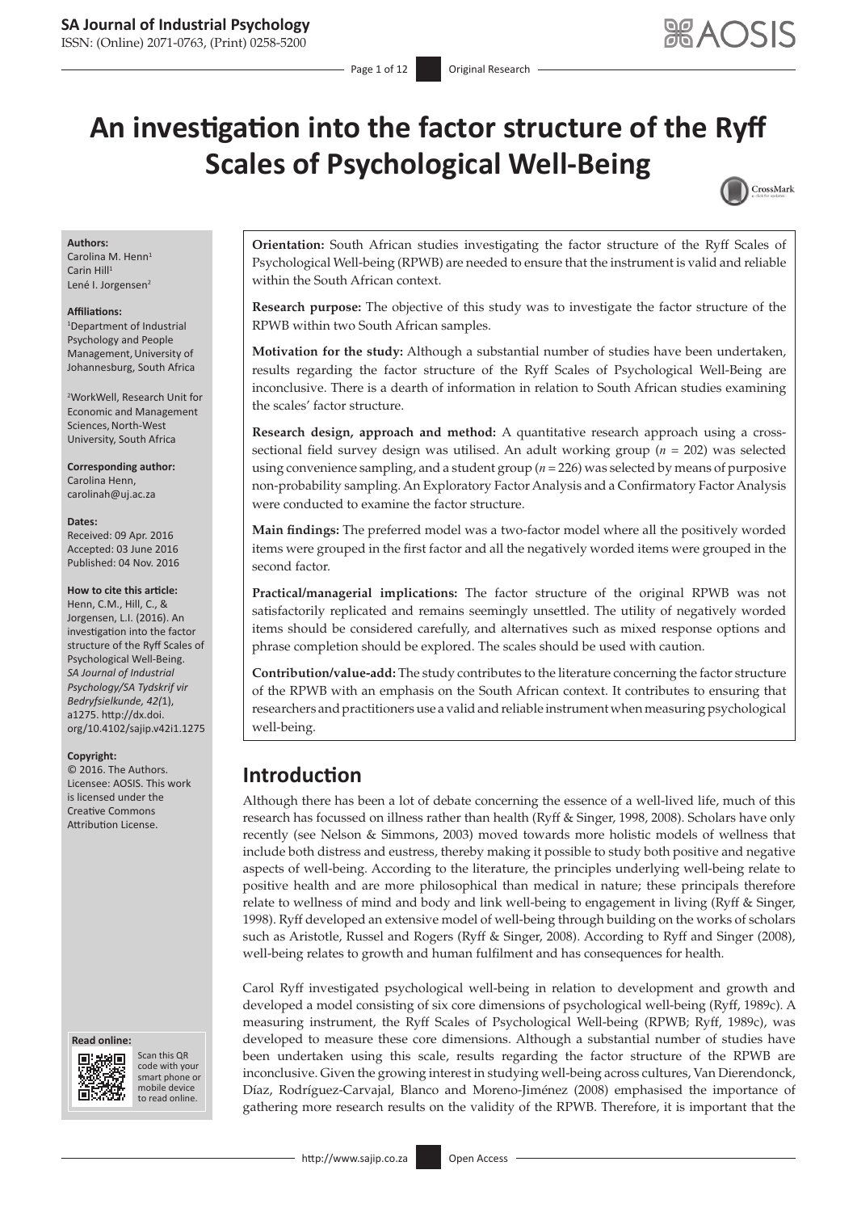# An investigation into the factor structure of the Ryff Scales of Psychological Well-Being

**Authors:**
Carolina M. Henn[1]
Carin Hill[1]
Lené I. Jorgensen[2]

**Affiliations:**
[1]Department of Industrial Psychology and People Management, University of Johannesburg, South Africa

[2]WorkWell, Research Unit for Economic and Management Sciences, North-West University, South Africa

**Corresponding author:**
Carolina Henn,
carolinah@uj.ac.za

**Dates:**
Received: 09 Apr. 2016
Accepted: 03 June 2016
Published: 04 Nov. 2016

**How to cite this article:**
Henn, C.M., Hill, C., & Jorgensen, L.I. (2016). An investigation into the factor structure of the Ryff Scales of Psychological Well-Being. *SA Journal of Industrial Psychology/SA Tydskrif vir Bedryfsielkunde, 42(*1), a1275. http://dx.doi.org/10.4102/sajip.v42i1.1275

**Copyright:**
© 2016. The Authors. Licensee: AOSIS. This work is licensed under the Creative Commons Attribution License.

**Orientation:** South African studies investigating the factor structure of the Ryff Scales of Psychological Well-being (RPWB) are needed to ensure that the instrument is valid and reliable within the South African context.

**Research purpose:** The objective of this study was to investigate the factor structure of the RPWB within two South African samples.

**Motivation for the study:** Although a substantial number of studies have been undertaken, results regarding the factor structure of the Ryff Scales of Psychological Well-Being are inconclusive. There is a dearth of information in relation to South African studies examining the scales' factor structure.

**Research design, approach and method:** A quantitative research approach using a cross-sectional field survey design was utilised. An adult working group ($n$ = 202) was selected using convenience sampling, and a student group ($n$ = 226) was selected by means of purposive non-probability sampling. An Exploratory Factor Analysis and a Confirmatory Factor Analysis were conducted to examine the factor structure.

**Main findings:** The preferred model was a two-factor model where all the positively worded items were grouped in the first factor and all the negatively worded items were grouped in the second factor.

**Practical/managerial implications:** The factor structure of the original RPWB was not satisfactorily replicated and remains seemingly unsettled. The utility of negatively worded items should be considered carefully, and alternatives such as mixed response options and phrase completion should be explored. The scales should be used with caution.

**Contribution/value-add:** The study contributes to the literature concerning the factor structure of the RPWB with an emphasis on the South African context. It contributes to ensuring that researchers and practitioners use a valid and reliable instrument when measuring psychological well-being.

## Introduction

Although there has been a lot of debate concerning the essence of a well-lived life, much of this research has focussed on illness rather than health (Ryff & Singer, 1998, 2008). Scholars have only recently (see Nelson & Simmons, 2003) moved towards more holistic models of wellness that include both distress and eustress, thereby making it possible to study both positive and negative aspects of well-being. According to the literature, the principles underlying well-being relate to positive health and are more philosophical than medical in nature; these principals therefore relate to wellness of mind and body and link well-being to engagement in living (Ryff & Singer, 1998). Ryff developed an extensive model of well-being through building on the works of scholars such as Aristotle, Russel and Rogers (Ryff & Singer, 2008). According to Ryff and Singer (2008), well-being relates to growth and human fulfilment and has consequences for health.

Carol Ryff investigated psychological well-being in relation to development and growth and developed a model consisting of six core dimensions of psychological well-being (Ryff, 1989c). A measuring instrument, the Ryff Scales of Psychological Well-being (RPWB; Ryff, 1989c), was developed to measure these core dimensions. Although a substantial number of studies have been undertaken using this scale, results regarding the factor structure of the RPWB are inconclusive. Given the growing interest in studying well-being across cultures, Van Dierendonck, Díaz, Rodríguez-Carvajal, Blanco and Moreno-Jiménez (2008) emphasised the importance of gathering more research results on the validity of the RPWB. Therefore, it is important that the

**Read online:**
Scan this QR code with your smart phone or mobile device to read online.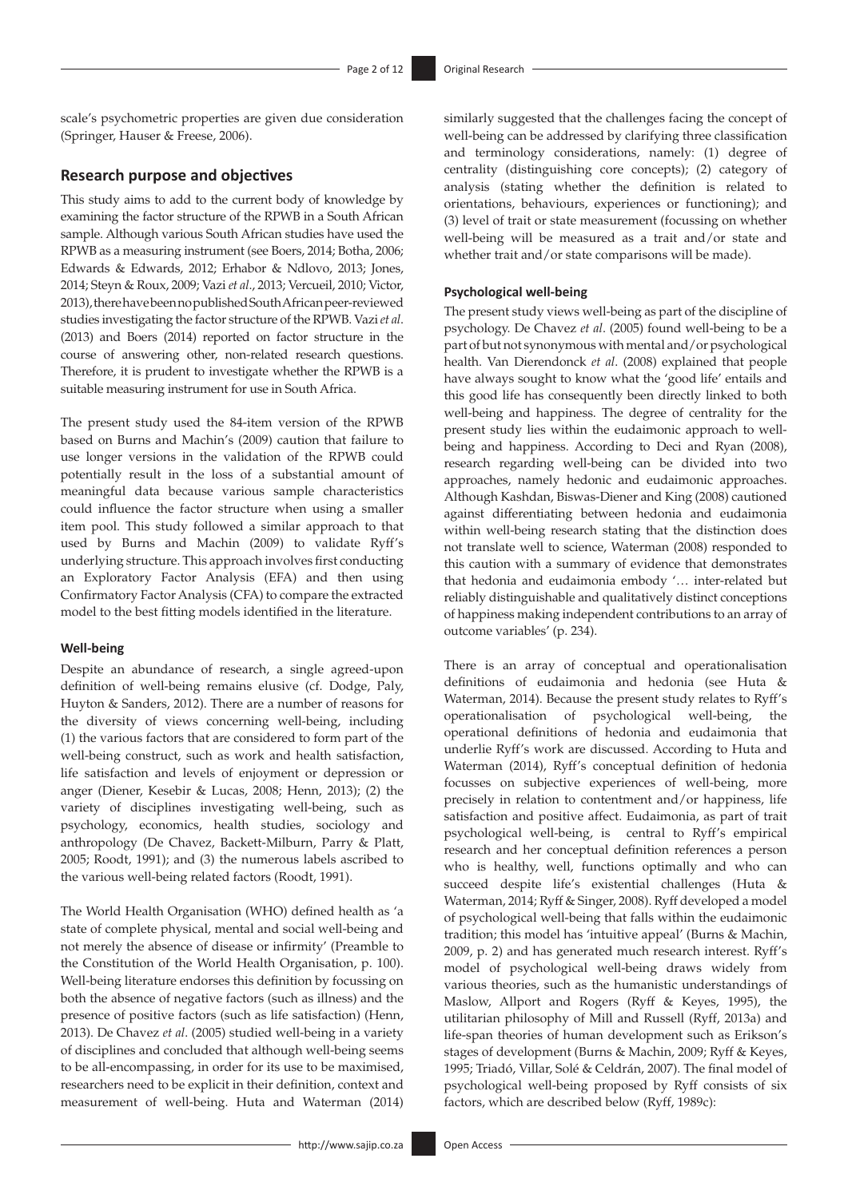scale's psychometric properties are given due consideration (Springer, Hauser & Freese, 2006).

## Research purpose and objectives

This study aims to add to the current body of knowledge by examining the factor structure of the RPWB in a South African sample. Although various South African studies have used the RPWB as a measuring instrument (see Boers, 2014; Botha, 2006; Edwards & Edwards, 2012; Erhabor & Ndlovo, 2013; Jones, 2014; Steyn & Roux, 2009; Vazi *et al*., 2013; Vercueil, 2010; Victor, 2013), there have been no published South African peer-reviewed studies investigating the factor structure of the RPWB. Vazi *et al*. (2013) and Boers (2014) reported on factor structure in the course of answering other, non-related research questions. Therefore, it is prudent to investigate whether the RPWB is a suitable measuring instrument for use in South Africa.

The present study used the 84-item version of the RPWB based on Burns and Machin's (2009) caution that failure to use longer versions in the validation of the RPWB could potentially result in the loss of a substantial amount of meaningful data because various sample characteristics could influence the factor structure when using a smaller item pool. This study followed a similar approach to that used by Burns and Machin (2009) to validate Ryff's underlying structure. This approach involves first conducting an Exploratory Factor Analysis (EFA) and then using Confirmatory Factor Analysis (CFA) to compare the extracted model to the best fitting models identified in the literature.

### Well-being

Despite an abundance of research, a single agreed-upon definition of well-being remains elusive (cf. Dodge, Paly, Huyton & Sanders, 2012). There are a number of reasons for the diversity of views concerning well-being, including (1) the various factors that are considered to form part of the well-being construct, such as work and health satisfaction, life satisfaction and levels of enjoyment or depression or anger (Diener, Kesebir & Lucas, 2008; Henn, 2013); (2) the variety of disciplines investigating well-being, such as psychology, economics, health studies, sociology and anthropology (De Chavez, Backett-Milburn, Parry & Platt, 2005; Roodt, 1991); and (3) the numerous labels ascribed to the various well-being related factors (Roodt, 1991).

The World Health Organisation (WHO) defined health as 'a state of complete physical, mental and social well-being and not merely the absence of disease or infirmity' (Preamble to the Constitution of the World Health Organisation, p. 100). Well-being literature endorses this definition by focussing on both the absence of negative factors (such as illness) and the presence of positive factors (such as life satisfaction) (Henn, 2013). De Chavez *et al*. (2005) studied well-being in a variety of disciplines and concluded that although well-being seems to be all-encompassing, in order for its use to be maximised, researchers need to be explicit in their definition, context and measurement of well-being. Huta and Waterman (2014) similarly suggested that the challenges facing the concept of well-being can be addressed by clarifying three classification and terminology considerations, namely: (1) degree of centrality (distinguishing core concepts); (2) category of analysis (stating whether the definition is related to orientations, behaviours, experiences or functioning); and (3) level of trait or state measurement (focussing on whether well-being will be measured as a trait and/or state and whether trait and/or state comparisons will be made).

### Psychological well-being

The present study views well-being as part of the discipline of psychology. De Chavez *et al*. (2005) found well-being to be a part of but not synonymous with mental and/or psychological health. Van Dierendonck *et al*. (2008) explained that people have always sought to know what the 'good life' entails and this good life has consequently been directly linked to both well-being and happiness. The degree of centrality for the present study lies within the eudaimonic approach to well-being and happiness. According to Deci and Ryan (2008), research regarding well-being can be divided into two approaches, namely hedonic and eudaimonic approaches. Although Kashdan, Biswas-Diener and King (2008) cautioned against differentiating between hedonia and eudaimonia within well-being research stating that the distinction does not translate well to science, Waterman (2008) responded to this caution with a summary of evidence that demonstrates that hedonia and eudaimonia embody '… inter-related but reliably distinguishable and qualitatively distinct conceptions of happiness making independent contributions to an array of outcome variables' (p. 234).

There is an array of conceptual and operationalisation definitions of eudaimonia and hedonia (see Huta & Waterman, 2014). Because the present study relates to Ryff's operationalisation of psychological well-being, the operational definitions of hedonia and eudaimonia that underlie Ryff's work are discussed. According to Huta and Waterman (2014), Ryff's conceptual definition of hedonia focusses on subjective experiences of well-being, more precisely in relation to contentment and/or happiness, life satisfaction and positive affect. Eudaimonia, as part of trait psychological well-being, is central to Ryff's empirical research and her conceptual definition references a person who is healthy, well, functions optimally and who can succeed despite life's existential challenges (Huta & Waterman, 2014; Ryff & Singer, 2008). Ryff developed a model of psychological well-being that falls within the eudaimonic tradition; this model has 'intuitive appeal' (Burns & Machin, 2009, p. 2) and has generated much research interest. Ryff's model of psychological well-being draws widely from various theories, such as the humanistic understandings of Maslow, Allport and Rogers (Ryff & Keyes, 1995), the utilitarian philosophy of Mill and Russell (Ryff, 2013a) and life-span theories of human development such as Erikson's stages of development (Burns & Machin, 2009; Ryff & Keyes, 1995; Triadó, Villar, Solé & Celdrán, 2007). The final model of psychological well-being proposed by Ryff consists of six factors, which are described below (Ryff, 1989c):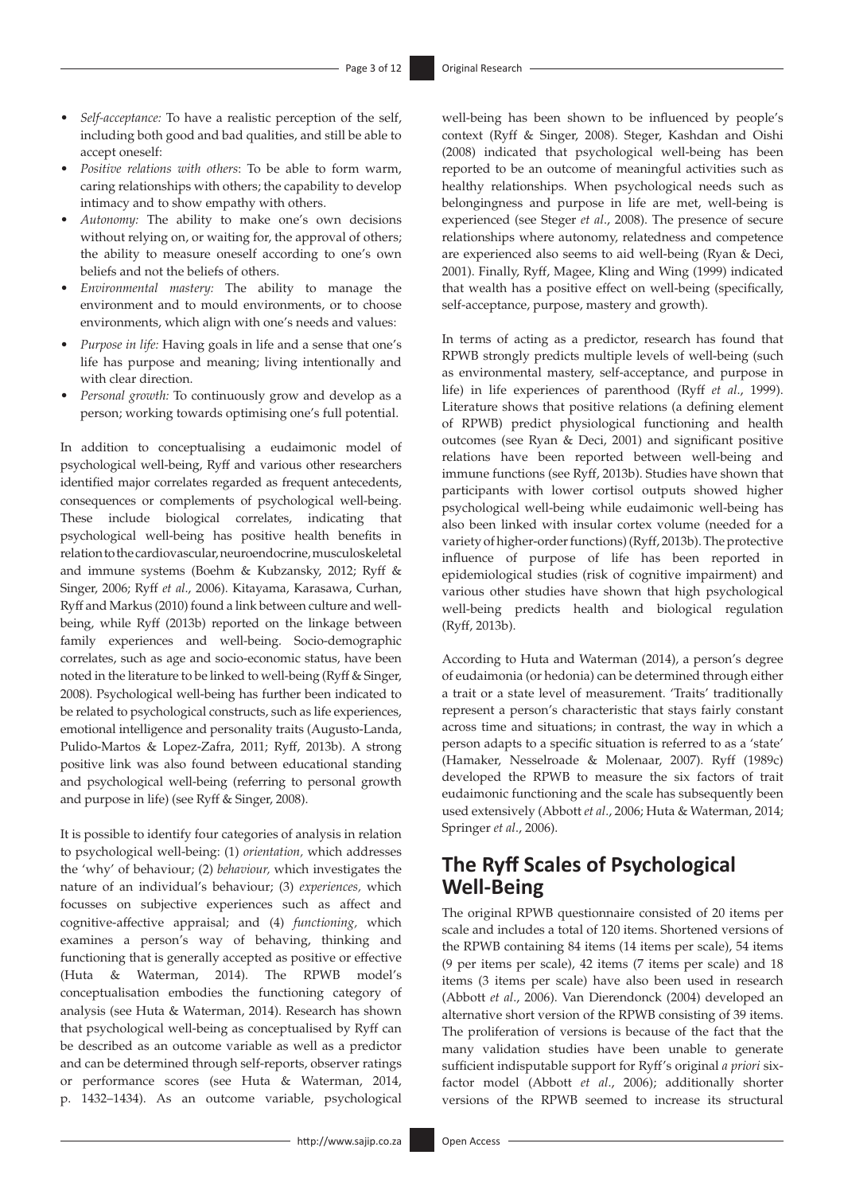- *Self-acceptance:* To have a realistic perception of the self, including both good and bad qualities, and still be able to accept oneself:
- *Positive relations with others*: To be able to form warm, caring relationships with others; the capability to develop intimacy and to show empathy with others.
- *Autonomy:* The ability to make one's own decisions without relying on, or waiting for, the approval of others; the ability to measure oneself according to one's own beliefs and not the beliefs of others.
- *Environmental mastery:* The ability to manage the environment and to mould environments, or to choose environments, which align with one's needs and values:
- *Purpose in life:* Having goals in life and a sense that one's life has purpose and meaning; living intentionally and with clear direction.
- *Personal growth:* To continuously grow and develop as a person; working towards optimising one's full potential.

In addition to conceptualising a eudaimonic model of psychological well-being, Ryff and various other researchers identified major correlates regarded as frequent antecedents, consequences or complements of psychological well-being. These include biological correlates, indicating that psychological well-being has positive health benefits in relation to the cardiovascular, neuroendocrine, musculoskeletal and immune systems (Boehm & Kubzansky, 2012; Ryff & Singer, 2006; Ryff *et al*., 2006). Kitayama, Karasawa, Curhan, Ryff and Markus (2010) found a link between culture and well-being, while Ryff (2013b) reported on the linkage between family experiences and well-being. Socio-demographic correlates, such as age and socio-economic status, have been noted in the literature to be linked to well-being (Ryff & Singer, 2008). Psychological well-being has further been indicated to be related to psychological constructs, such as life experiences, emotional intelligence and personality traits (Augusto-Landa, Pulido-Martos & Lopez-Zafra, 2011; Ryff, 2013b). A strong positive link was also found between educational standing and psychological well-being (referring to personal growth and purpose in life) (see Ryff & Singer, 2008).

It is possible to identify four categories of analysis in relation to psychological well-being: (1) *orientation,* which addresses the 'why' of behaviour; (2) *behaviour,* which investigates the nature of an individual's behaviour; (3) *experiences,* which focusses on subjective experiences such as affect and cognitive-affective appraisal; and (4) *functioning,* which examines a person's way of behaving, thinking and functioning that is generally accepted as positive or effective (Huta & Waterman, 2014). The RPWB model's conceptualisation embodies the functioning category of analysis (see Huta & Waterman, 2014). Research has shown that psychological well-being as conceptualised by Ryff can be described as an outcome variable as well as a predictor and can be determined through self-reports, observer ratings or performance scores (see Huta & Waterman, 2014, p. 1432–1434). As an outcome variable, psychological well-being has been shown to be influenced by people's context (Ryff & Singer, 2008). Steger, Kashdan and Oishi (2008) indicated that psychological well-being has been reported to be an outcome of meaningful activities such as healthy relationships. When psychological needs such as belongingness and purpose in life are met, well-being is experienced (see Steger *et al*., 2008). The presence of secure relationships where autonomy, relatedness and competence are experienced also seems to aid well-being (Ryan & Deci, 2001). Finally, Ryff, Magee, Kling and Wing (1999) indicated that wealth has a positive effect on well-being (specifically, self-acceptance, purpose, mastery and growth).

In terms of acting as a predictor, research has found that RPWB strongly predicts multiple levels of well-being (such as environmental mastery, self-acceptance, and purpose in life) in life experiences of parenthood (Ryff *et al*., 1999). Literature shows that positive relations (a defining element of RPWB) predict physiological functioning and health outcomes (see Ryan & Deci, 2001) and significant positive relations have been reported between well-being and immune functions (see Ryff, 2013b). Studies have shown that participants with lower cortisol outputs showed higher psychological well-being while eudaimonic well-being has also been linked with insular cortex volume (needed for a variety of higher-order functions) (Ryff, 2013b). The protective influence of purpose of life has been reported in epidemiological studies (risk of cognitive impairment) and various other studies have shown that high psychological well-being predicts health and biological regulation (Ryff, 2013b).

According to Huta and Waterman (2014), a person's degree of eudaimonia (or hedonia) can be determined through either a trait or a state level of measurement. 'Traits' traditionally represent a person's characteristic that stays fairly constant across time and situations; in contrast, the way in which a person adapts to a specific situation is referred to as a 'state' (Hamaker, Nesselroade & Molenaar, 2007). Ryff (1989c) developed the RPWB to measure the six factors of trait eudaimonic functioning and the scale has subsequently been used extensively (Abbott *et al*., 2006; Huta & Waterman, 2014; Springer *et al*., 2006).

## The Ryff Scales of Psychological Well-Being

The original RPWB questionnaire consisted of 20 items per scale and includes a total of 120 items. Shortened versions of the RPWB containing 84 items (14 items per scale), 54 items (9 per items per scale), 42 items (7 items per scale) and 18 items (3 items per scale) have also been used in research (Abbott *et al*., 2006). Van Dierendonck (2004) developed an alternative short version of the RPWB consisting of 39 items. The proliferation of versions is because of the fact that the many validation studies have been unable to generate sufficient indisputable support for Ryff's original *a priori* six-factor model (Abbott *et al*., 2006); additionally shorter versions of the RPWB seemed to increase its structural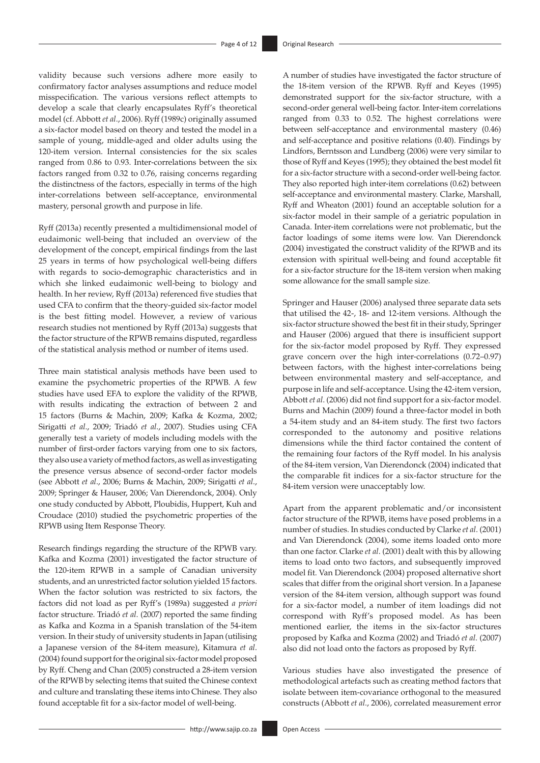validity because such versions adhere more easily to confirmatory factor analyses assumptions and reduce model misspecification. The various versions reflect attempts to develop a scale that clearly encapsulates Ryff's theoretical model (cf. Abbott *et al*., 2006). Ryff (1989c) originally assumed a six-factor model based on theory and tested the model in a sample of young, middle-aged and older adults using the 120-item version. Internal consistencies for the six scales ranged from 0.86 to 0.93. Inter-correlations between the six factors ranged from 0.32 to 0.76, raising concerns regarding the distinctness of the factors, especially in terms of the high inter-correlations between self-acceptance, environmental mastery, personal growth and purpose in life.

Ryff (2013a) recently presented a multidimensional model of eudaimonic well-being that included an overview of the development of the concept, empirical findings from the last 25 years in terms of how psychological well-being differs with regards to socio-demographic characteristics and in which she linked eudaimonic well-being to biology and health. In her review, Ryff (2013a) referenced five studies that used CFA to confirm that the theory-guided six-factor model is the best fitting model. However, a review of various research studies not mentioned by Ryff (2013a) suggests that the factor structure of the RPWB remains disputed, regardless of the statistical analysis method or number of items used.

Three main statistical analysis methods have been used to examine the psychometric properties of the RPWB. A few studies have used EFA to explore the validity of the RPWB, with results indicating the extraction of between 2 and 15 factors (Burns & Machin, 2009; Kafka & Kozma, 2002; Sirigatti *et al*., 2009; Triadó *et al*., 2007). Studies using CFA generally test a variety of models including models with the number of first-order factors varying from one to six factors, they also use a variety of method factors, as well as investigating the presence versus absence of second-order factor models (see Abbott *et al*., 2006; Burns & Machin, 2009; Sirigatti *et al*., 2009; Springer & Hauser, 2006; Van Dierendonck, 2004). Only one study conducted by Abbott, Ploubidis, Huppert, Kuh and Croudace (2010) studied the psychometric properties of the RPWB using Item Response Theory.

Research findings regarding the structure of the RPWB vary. Kafka and Kozma (2001) investigated the factor structure of the 120-item RPWB in a sample of Canadian university students, and an unrestricted factor solution yielded 15 factors. When the factor solution was restricted to six factors, the factors did not load as per Ryff's (1989a) suggested *a priori* factor structure. Triadó *et al*. (2007) reported the same finding as Kafka and Kozma in a Spanish translation of the 54-item version. In their study of university students in Japan (utilising a Japanese version of the 84-item measure), Kitamura *et al*. (2004) found support for the original six-factor model proposed by Ryff. Cheng and Chan (2005) constructed a 28-item version of the RPWB by selecting items that suited the Chinese context and culture and translating these items into Chinese. They also found acceptable fit for a six-factor model of well-being.

A number of studies have investigated the factor structure of the 18-item version of the RPWB. Ryff and Keyes (1995) demonstrated support for the six-factor structure, with a second-order general well-being factor. Inter-item correlations ranged from 0.33 to 0.52. The highest correlations were between self-acceptance and environmental mastery (0.46) and self-acceptance and positive relations (0.40). Findings by Lindfors, Berntsson and Lundberg (2006) were very similar to those of Ryff and Keyes (1995); they obtained the best model fit for a six-factor structure with a second-order well-being factor. They also reported high inter-item correlations (0.62) between self-acceptance and environmental mastery. Clarke, Marshall, Ryff and Wheaton (2001) found an acceptable solution for a six-factor model in their sample of a geriatric population in Canada. Inter-item correlations were not problematic, but the factor loadings of some items were low. Van Dierendonck (2004) investigated the construct validity of the RPWB and its extension with spiritual well-being and found acceptable fit for a six-factor structure for the 18-item version when making some allowance for the small sample size.

Springer and Hauser (2006) analysed three separate data sets that utilised the 42-, 18- and 12-item versions. Although the six-factor structure showed the best fit in their study, Springer and Hauser (2006) argued that there is insufficient support for the six-factor model proposed by Ryff. They expressed grave concern over the high inter-correlations (0.72–0.97) between factors, with the highest inter-correlations being between environmental mastery and self-acceptance, and purpose in life and self-acceptance. Using the 42-item version, Abbott *et al*. (2006) did not find support for a six-factor model. Burns and Machin (2009) found a three-factor model in both a 54-item study and an 84-item study. The first two factors corresponded to the autonomy and positive relations dimensions while the third factor contained the content of the remaining four factors of the Ryff model. In his analysis of the 84-item version, Van Dierendonck (2004) indicated that the comparable fit indices for a six-factor structure for the 84-item version were unacceptably low.

Apart from the apparent problematic and/or inconsistent factor structure of the RPWB, items have posed problems in a number of studies. In studies conducted by Clarke *et al*. (2001) and Van Dierendonck (2004), some items loaded onto more than one factor. Clarke *et al*. (2001) dealt with this by allowing items to load onto two factors, and subsequently improved model fit. Van Dierendonck (2004) proposed alternative short scales that differ from the original short version. In a Japanese version of the 84-item version, although support was found for a six-factor model, a number of item loadings did not correspond with Ryff's proposed model. As has been mentioned earlier, the items in the six-factor structures proposed by Kafka and Kozma (2002) and Triadó *et al*. (2007) also did not load onto the factors as proposed by Ryff.

Various studies have also investigated the presence of methodological artefacts such as creating method factors that isolate between item-covariance orthogonal to the measured constructs (Abbott *et al*., 2006), correlated measurement error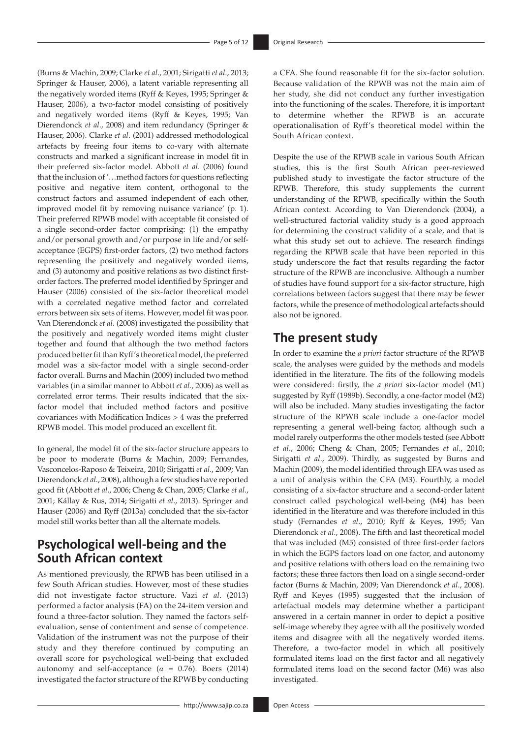(Burns & Machin, 2009; Clarke *et al*., 2001; Sirigatti *et al*., 2013; Springer & Hauser, 2006), a latent variable representing all the negatively worded items (Ryff & Keyes, 1995; Springer & Hauser, 2006), a two-factor model consisting of positively and negatively worded items (Ryff & Keyes, 1995; Van Dierendonck *et al*., 2008) and item redundancy (Springer & Hauser, 2006). Clarke *et al*. (2001) addressed methodological artefacts by freeing four items to co-vary with alternate constructs and marked a significant increase in model fit in their preferred six-factor model. Abbott *et al*. (2006) found that the inclusion of '…method factors for questions reflecting positive and negative item content, orthogonal to the construct factors and assumed independent of each other, improved model fit by removing nuisance variance' (p. 1). Their preferred RPWB model with acceptable fit consisted of a single second-order factor comprising: (1) the empathy and/or personal growth and/or purpose in life and/or self-acceptance (EGPS) first-order factors, (2) two method factors representing the positively and negatively worded items, and (3) autonomy and positive relations as two distinct first-order factors. The preferred model identified by Springer and Hauser (2006) consisted of the six-factor theoretical model with a correlated negative method factor and correlated errors between six sets of items. However, model fit was poor. Van Dierendonck *et al*. (2008) investigated the possibility that the positively and negatively worded items might cluster together and found that although the two method factors produced better fit than Ryff's theoretical model, the preferred model was a six-factor model with a single second-order factor overall. Burns and Machin (2009) included two method variables (in a similar manner to Abbott *et al*., 2006) as well as correlated error terms. Their results indicated that the six-factor model that included method factors and positive covariances with Modification Indices > 4 was the preferred RPWB model. This model produced an excellent fit.

In general, the model fit of the six-factor structure appears to be poor to moderate (Burns & Machin, 2009; Fernandes, Vasconcelos-Raposo & Teixeira, 2010; Sirigatti *et al*., 2009; Van Dierendonck *et al*., 2008), although a few studies have reported good fit (Abbott *et al*., 2006; Cheng & Chan, 2005; Clarke *et al*., 2001; Kállay & Rus, 2014; Sirigatti *et al*., 2013). Springer and Hauser (2006) and Ryff (2013a) concluded that the six-factor model still works better than all the alternate models.

## Psychological well-being and the South African context

As mentioned previously, the RPWB has been utilised in a few South African studies. However, most of these studies did not investigate factor structure. Vazi *et al*. (2013) performed a factor analysis (FA) on the 24-item version and found a three-factor solution. They named the factors self-evaluation, sense of contentment and sense of competence. Validation of the instrument was not the purpose of their study and they therefore continued by computing an overall score for psychological well-being that excluded autonomy and self-acceptance ($\alpha$ = 0.76). Boers (2014) investigated the factor structure of the RPWB by conducting a CFA. She found reasonable fit for the six-factor solution. Because validation of the RPWB was not the main aim of her study, she did not conduct any further investigation into the functioning of the scales. Therefore, it is important to determine whether the RPWB is an accurate operationalisation of Ryff's theoretical model within the South African context.

Despite the use of the RPWB scale in various South African studies, this is the first South African peer-reviewed published study to investigate the factor structure of the RPWB. Therefore, this study supplements the current understanding of the RPWB, specifically within the South African context. According to Van Dierendonck (2004), a well-structured factorial validity study is a good approach for determining the construct validity of a scale, and that is what this study set out to achieve. The research findings regarding the RPWB scale that have been reported in this study underscore the fact that results regarding the factor structure of the RPWB are inconclusive. Although a number of studies have found support for a six-factor structure, high correlations between factors suggest that there may be fewer factors, while the presence of methodological artefacts should also not be ignored.

## The present study

In order to examine the *a priori* factor structure of the RPWB scale, the analyses were guided by the methods and models identified in the literature. The fits of the following models were considered: firstly, the *a priori* six-factor model (M1) suggested by Ryff (1989b). Secondly, a one-factor model (M2) will also be included. Many studies investigating the factor structure of the RPWB scale include a one-factor model representing a general well-being factor, although such a model rarely outperforms the other models tested (see Abbott *et al*., 2006; Cheng & Chan, 2005; Fernandes *et al*., 2010; Sirigatti *et al*., 2009). Thirdly, as suggested by Burns and Machin (2009), the model identified through EFA was used as a unit of analysis within the CFA (M3). Fourthly, a model consisting of a six-factor structure and a second-order latent construct called psychological well-being (M4) has been identified in the literature and was therefore included in this study (Fernandes *et al*., 2010; Ryff & Keyes, 1995; Van Dierendonck *et al*., 2008). The fifth and last theoretical model that was included (M5) consisted of three first-order factors in which the EGPS factors load on one factor, and autonomy and positive relations with others load on the remaining two factors; these three factors then load on a single second-order factor (Burns & Machin, 2009; Van Dierendonck *et al*., 2008). Ryff and Keyes (1995) suggested that the inclusion of artefactual models may determine whether a participant answered in a certain manner in order to depict a positive self-image whereby they agree with all the positively worded items and disagree with all the negatively worded items. Therefore, a two-factor model in which all positively formulated items load on the first factor and all negatively formulated items load on the second factor (M6) was also investigated.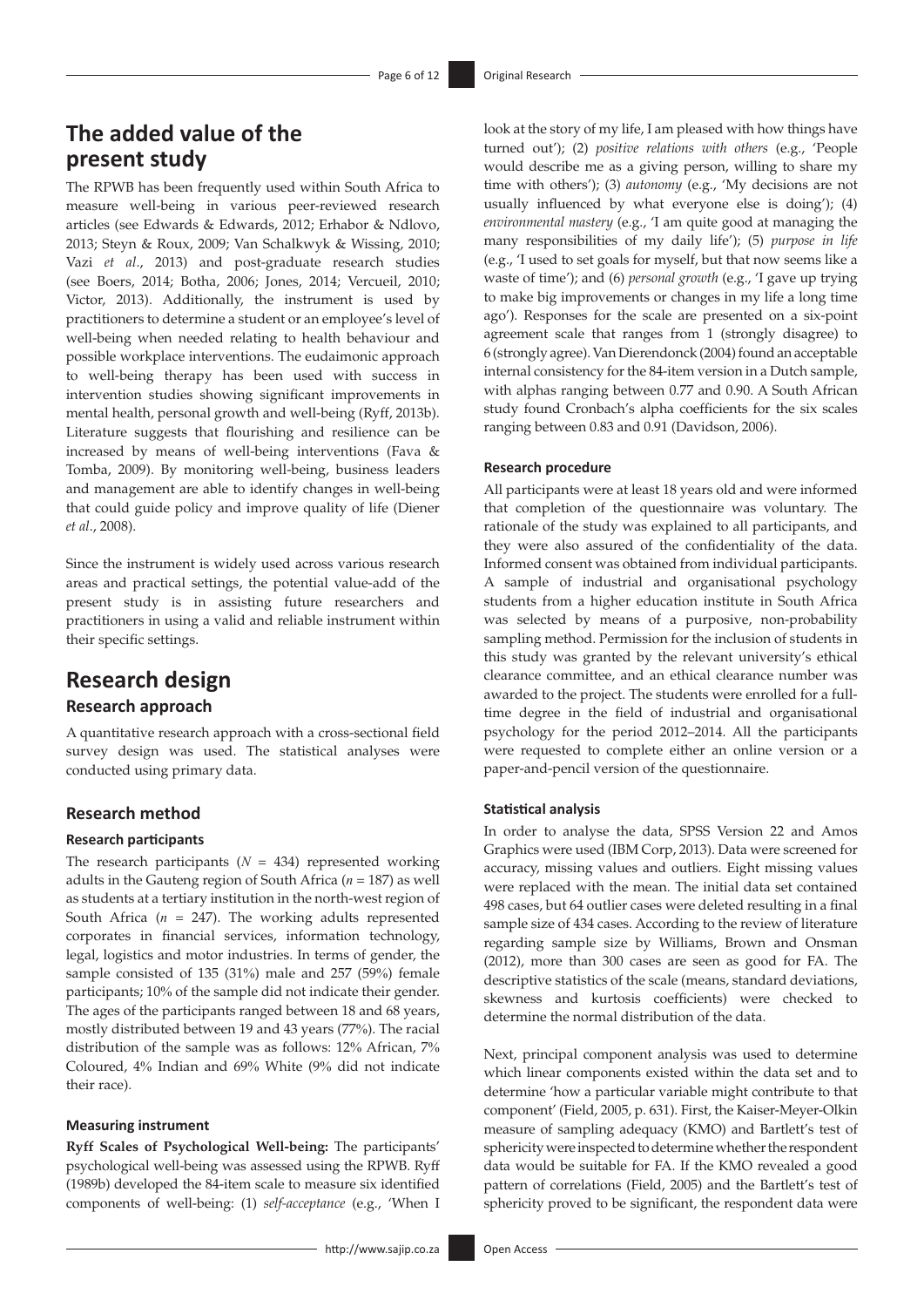## The added value of the present study

The RPWB has been frequently used within South Africa to measure well-being in various peer-reviewed research articles (see Edwards & Edwards, 2012; Erhabor & Ndlovo, 2013; Steyn & Roux, 2009; Van Schalkwyk & Wissing, 2010; Vazi *et al*., 2013) and post-graduate research studies (see Boers, 2014; Botha, 2006; Jones, 2014; Vercueil, 2010; Victor, 2013). Additionally, the instrument is used by practitioners to determine a student or an employee's level of well-being when needed relating to health behaviour and possible workplace interventions. The eudaimonic approach to well-being therapy has been used with success in intervention studies showing significant improvements in mental health, personal growth and well-being (Ryff, 2013b). Literature suggests that flourishing and resilience can be increased by means of well-being interventions (Fava & Tomba, 2009). By monitoring well-being, business leaders and management are able to identify changes in well-being that could guide policy and improve quality of life (Diener *et al*., 2008).

Since the instrument is widely used across various research areas and practical settings, the potential value-add of the present study is in assisting future researchers and practitioners in using a valid and reliable instrument within their specific settings.

## Research design

### Research approach

A quantitative research approach with a cross-sectional field survey design was used. The statistical analyses were conducted using primary data.

### Research method

#### Research participants

The research participants ($N$ = 434) represented working adults in the Gauteng region of South Africa ($n$ = 187) as well as students at a tertiary institution in the north-west region of South Africa ($n$ = 247). The working adults represented corporates in financial services, information technology, legal, logistics and motor industries. In terms of gender, the sample consisted of 135 (31%) male and 257 (59%) female participants; 10% of the sample did not indicate their gender. The ages of the participants ranged between 18 and 68 years, mostly distributed between 19 and 43 years (77%). The racial distribution of the sample was as follows: 12% African, 7% Coloured, 4% Indian and 69% White (9% did not indicate their race).

#### Measuring instrument

**Ryff Scales of Psychological Well-being:** The participants' psychological well-being was assessed using the RPWB. Ryff (1989b) developed the 84-item scale to measure six identified components of well-being: (1) *self-acceptance* (e.g., 'When I look at the story of my life, I am pleased with how things have turned out'); (2) *positive relations with others* (e.g., 'People would describe me as a giving person, willing to share my time with others'); (3) *autonomy* (e.g., 'My decisions are not usually influenced by what everyone else is doing'); (4) *environmental mastery* (e.g., 'I am quite good at managing the many responsibilities of my daily life'); (5) *purpose in life* (e.g., 'I used to set goals for myself, but that now seems like a waste of time'); and (6) *personal growth* (e.g., 'I gave up trying to make big improvements or changes in my life a long time ago'). Responses for the scale are presented on a six-point agreement scale that ranges from 1 (strongly disagree) to 6 (strongly agree). Van Dierendonck (2004) found an acceptable internal consistency for the 84-item version in a Dutch sample, with alphas ranging between 0.77 and 0.90. A South African study found Cronbach's alpha coefficients for the six scales ranging between 0.83 and 0.91 (Davidson, 2006).

#### Research procedure

All participants were at least 18 years old and were informed that completion of the questionnaire was voluntary. The rationale of the study was explained to all participants, and they were also assured of the confidentiality of the data. Informed consent was obtained from individual participants. A sample of industrial and organisational psychology students from a higher education institute in South Africa was selected by means of a purposive, non-probability sampling method. Permission for the inclusion of students in this study was granted by the relevant university's ethical clearance committee, and an ethical clearance number was awarded to the project. The students were enrolled for a full-time degree in the field of industrial and organisational psychology for the period 2012–2014. All the participants were requested to complete either an online version or a paper-and-pencil version of the questionnaire.

#### Statistical analysis

In order to analyse the data, SPSS Version 22 and Amos Graphics were used (IBM Corp, 2013). Data were screened for accuracy, missing values and outliers. Eight missing values were replaced with the mean. The initial data set contained 498 cases, but 64 outlier cases were deleted resulting in a final sample size of 434 cases. According to the review of literature regarding sample size by Williams, Brown and Onsman (2012), more than 300 cases are seen as good for FA. The descriptive statistics of the scale (means, standard deviations, skewness and kurtosis coefficients) were checked to determine the normal distribution of the data.

Next, principal component analysis was used to determine which linear components existed within the data set and to determine 'how a particular variable might contribute to that component' (Field, 2005, p. 631). First, the Kaiser-Meyer-Olkin measure of sampling adequacy (KMO) and Bartlett's test of sphericity were inspected to determine whether the respondent data would be suitable for FA. If the KMO revealed a good pattern of correlations (Field, 2005) and the Bartlett's test of sphericity proved to be significant, the respondent data were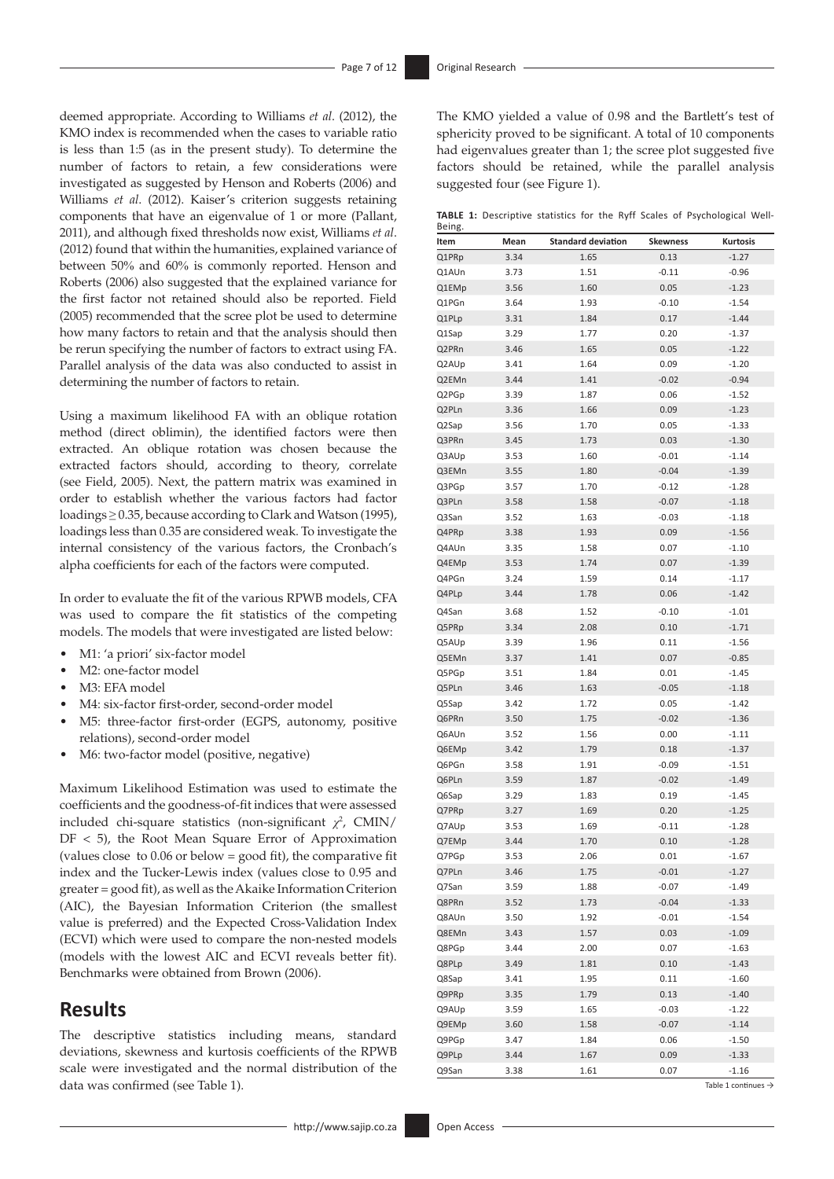deemed appropriate. According to Williams *et al*. (2012), the KMO index is recommended when the cases to variable ratio is less than 1:5 (as in the present study). To determine the number of factors to retain, a few considerations were investigated as suggested by Henson and Roberts (2006) and Williams *et al*. (2012). Kaiser's criterion suggests retaining components that have an eigenvalue of 1 or more (Pallant, 2011), and although fixed thresholds now exist, Williams *et al*. (2012) found that within the humanities, explained variance of between 50% and 60% is commonly reported. Henson and Roberts (2006) also suggested that the explained variance for the first factor not retained should also be reported. Field (2005) recommended that the scree plot be used to determine how many factors to retain and that the analysis should then be rerun specifying the number of factors to extract using FA. Parallel analysis of the data was also conducted to assist in determining the number of factors to retain.

Using a maximum likelihood FA with an oblique rotation method (direct oblimin), the identified factors were then extracted. An oblique rotation was chosen because the extracted factors should, according to theory, correlate (see Field, 2005). Next, the pattern matrix was examined in order to establish whether the various factors had factor loadings ≥ 0.35, because according to Clark and Watson (1995), loadings less than 0.35 are considered weak. To investigate the internal consistency of the various factors, the Cronbach's alpha coefficients for each of the factors were computed.

In order to evaluate the fit of the various RPWB models, CFA was used to compare the fit statistics of the competing models. The models that were investigated are listed below:

- M1: 'a priori' six-factor model
- M2: one-factor model
- M3: EFA model
- M4: six-factor first-order, second-order model
- M5: three-factor first-order (EGPS, autonomy, positive relations), second-order model
- M6: two-factor model (positive, negative)

Maximum Likelihood Estimation was used to estimate the coefficients and the goodness-of-fit indices that were assessed included chi-square statistics (non-significant $\chi^2$, CMIN/DF < 5), the Root Mean Square Error of Approximation (values close to 0.06 or below = good fit), the comparative fit index and the Tucker-Lewis index (values close to 0.95 and greater = good fit), as well as the Akaike Information Criterion (AIC), the Bayesian Information Criterion (the smallest value is preferred) and the Expected Cross-Validation Index (ECVI) which were used to compare the non-nested models (models with the lowest AIC and ECVI reveals better fit). Benchmarks were obtained from Brown (2006).

## Results

The descriptive statistics including means, standard deviations, skewness and kurtosis coefficients of the RPWB scale were investigated and the normal distribution of the data was confirmed (see Table 1).

The KMO yielded a value of 0.98 and the Bartlett's test of sphericity proved to be significant. A total of 10 components had eigenvalues greater than 1; the scree plot suggested five factors should be retained, while the parallel analysis suggested four (see Figure 1).

**TABLE 1:** Descriptive statistics for the Ryff Scales of Psychological Well-Being.

| Item | Mean | Standard deviation | Skewness | Kurtosis |
|---|---|---|---|---|
| Q1PRp | 3.34 | 1.65 | 0.13 | -1.27 |
| Q1AUn | 3.73 | 1.51 | -0.11 | -0.96 |
| Q1EMp | 3.56 | 1.60 | 0.05 | -1.23 |
| Q1PGn | 3.64 | 1.93 | -0.10 | -1.54 |
| Q1PLp | 3.31 | 1.84 | 0.17 | -1.44 |
| Q1Sap | 3.29 | 1.77 | 0.20 | -1.37 |
| Q2PRn | 3.46 | 1.65 | 0.05 | -1.22 |
| Q2AUp | 3.41 | 1.64 | 0.09 | -1.20 |
| Q2EMn | 3.44 | 1.41 | -0.02 | -0.94 |
| Q2PGp | 3.39 | 1.87 | 0.06 | -1.52 |
| Q2PLn | 3.36 | 1.66 | 0.09 | -1.23 |
| Q2Sap | 3.56 | 1.70 | 0.05 | -1.33 |
| Q3PRn | 3.45 | 1.73 | 0.03 | -1.30 |
| Q3AUp | 3.53 | 1.60 | -0.01 | -1.14 |
| Q3EMn | 3.55 | 1.80 | -0.04 | -1.39 |
| Q3PGp | 3.57 | 1.70 | -0.12 | -1.28 |
| Q3PLn | 3.58 | 1.58 | -0.07 | -1.18 |
| Q3San | 3.52 | 1.63 | -0.03 | -1.18 |
| Q4PRp | 3.38 | 1.93 | 0.09 | -1.56 |
| Q4AUn | 3.35 | 1.58 | 0.07 | -1.10 |
| Q4EMp | 3.53 | 1.74 | 0.07 | -1.39 |
| Q4PGn | 3.24 | 1.59 | 0.14 | -1.17 |
| Q4PLp | 3.44 | 1.78 | 0.06 | -1.42 |
| Q4San | 3.68 | 1.52 | -0.10 | -1.01 |
| Q5PRp | 3.34 | 2.08 | 0.10 | -1.71 |
| Q5AUp | 3.39 | 1.96 | 0.11 | -1.56 |
| Q5EMn | 3.37 | 1.41 | 0.07 | -0.85 |
| Q5PGp | 3.51 | 1.84 | 0.01 | -1.45 |
| Q5PLn | 3.46 | 1.63 | -0.05 | -1.18 |
| Q5Sap | 3.42 | 1.72 | 0.05 | -1.42 |
| Q6PRn | 3.50 | 1.75 | -0.02 | -1.36 |
| Q6AUn | 3.52 | 1.56 | 0.00 | -1.11 |
| Q6EMp | 3.42 | 1.79 | 0.18 | -1.37 |
| Q6PGn | 3.58 | 1.91 | -0.09 | -1.51 |
| Q6PLn | 3.59 | 1.87 | -0.02 | -1.49 |
| Q6Sap | 3.29 | 1.83 | 0.19 | -1.45 |
| Q7PRp | 3.27 | 1.69 | 0.20 | -1.25 |
| Q7AUp | 3.53 | 1.69 | -0.11 | -1.28 |
| Q7EMp | 3.44 | 1.70 | 0.10 | -1.28 |
| Q7PGp | 3.53 | 2.06 | 0.01 | -1.67 |
| Q7PLn | 3.46 | 1.75 | -0.01 | -1.27 |
| Q7San | 3.59 | 1.88 | -0.07 | -1.49 |
| Q8PRn | 3.52 | 1.73 | -0.04 | -1.33 |
| Q8AUn | 3.50 | 1.92 | -0.01 | -1.54 |
| Q8EMn | 3.43 | 1.57 | 0.03 | -1.09 |
| Q8PGp | 3.44 | 2.00 | 0.07 | -1.63 |
| Q8PLp | 3.49 | 1.81 | 0.10 | -1.43 |
| Q8Sap | 3.41 | 1.95 | 0.11 | -1.60 |
| Q9PRp | 3.35 | 1.79 | 0.13 | -1.40 |
| Q9AUp | 3.59 | 1.65 | -0.03 | -1.22 |
| Q9EMp | 3.60 | 1.58 | -0.07 | -1.14 |
| Q9PGp | 3.47 | 1.84 | 0.06 | -1.50 |
| Q9PLp | 3.44 | 1.67 | 0.09 | -1.33 |
| Q9San | 3.38 | 1.61 | 0.07 | -1.16 |

Table 1 continues →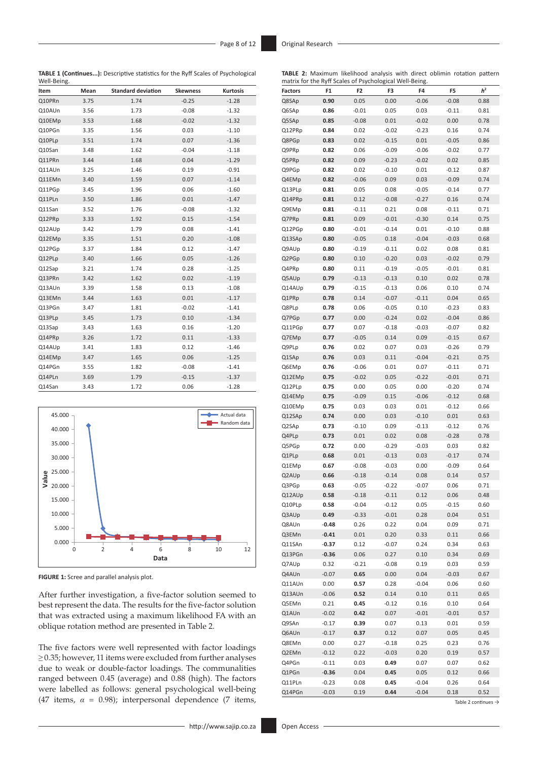**TABLE 1 (Continues...):** Descriptive statistics for the Ryff Scales of Psychological Well-Being.

| Item | Mean | Standard deviation | Skewness | Kurtosis |
|---|---|---|---|---|
| Q10PRn | 3.75 | 1.74 | -0.25 | -1.28 |
| Q10AUn | 3.56 | 1.73 | -0.08 | -1.32 |
| Q10EMp | 3.53 | 1.68 | -0.02 | -1.32 |
| Q10PGn | 3.35 | 1.56 | 0.03 | -1.10 |
| Q10PLp | 3.51 | 1.74 | 0.07 | -1.36 |
| Q10San | 3.48 | 1.62 | -0.04 | -1.18 |
| Q11PRn | 3.44 | 1.68 | 0.04 | -1.29 |
| Q11AUn | 3.25 | 1.46 | 0.19 | -0.91 |
| Q11EMn | 3.40 | 1.59 | 0.07 | -1.14 |
| Q11PGp | 3.45 | 1.96 | 0.06 | -1.60 |
| Q11PLn | 3.50 | 1.86 | 0.01 | -1.47 |
| Q11San | 3.52 | 1.76 | -0.08 | -1.32 |
| Q12PRp | 3.33 | 1.92 | 0.15 | -1.54 |
| Q12AUp | 3.42 | 1.79 | 0.08 | -1.41 |
| Q12EMp | 3.35 | 1.51 | 0.20 | -1.08 |
| Q12PGp | 3.37 | 1.84 | 0.12 | -1.47 |
| Q12PLp | 3.40 | 1.66 | 0.05 | -1.26 |
| Q12Sap | 3.21 | 1.74 | 0.28 | -1.25 |
| Q13PRn | 3.42 | 1.62 | 0.02 | -1.19 |
| Q13AUn | 3.39 | 1.58 | 0.13 | -1.08 |
| Q13EMn | 3.44 | 1.63 | 0.01 | -1.17 |
| Q13PGn | 3.47 | 1.81 | -0.02 | -1.41 |
| Q13PLp | 3.45 | 1.73 | 0.10 | -1.34 |
| Q13Sap | 3.43 | 1.63 | 0.16 | -1.20 |
| Q14PRp | 3.26 | 1.72 | 0.11 | -1.33 |
| Q14AUp | 3.41 | 1.83 | 0.12 | -1.46 |
| Q14EMp | 3.47 | 1.65 | 0.06 | -1.25 |
| Q14PGn | 3.55 | 1.82 | -0.08 | -1.41 |
| Q14PLn | 3.69 | 1.79 | -0.15 | -1.37 |
| Q14San | 3.43 | 1.72 | 0.06 | -1.28 |

**FIGURE 1:** Scree and parallel analysis plot.

After further investigation, a five-factor solution seemed to best represent the data. The results for the five-factor solution that was extracted using a maximum likelihood FA with an oblique rotation method are presented in Table 2.

The five factors were well represented with factor loadings ≥ 0.35; however, 11 items were excluded from further analyses due to weak or double-factor loadings. The communalities ranged between 0.45 (average) and 0.88 (high). The factors were labelled as follows: general psychological well-being (47 items, $\alpha$ = 0.98); interpersonal dependence (7 items,

**TABLE 2:** Maximum likelihood analysis with direct oblimin rotation pattern matrix for the Ryff Scales of Psychological Well-Being.

| Factors | F1 | F2 | F3 | F4 | F5 | $h^2$ |
|---|---|---|---|---|---|---|
| Q8SAp | **0.90** | 0.05 | 0.00 | -0.06 | -0.08 | 0.88 |
| Q6SAp | **0.86** | -0.01 | 0.05 | 0.03 | -0.11 | 0.81 |
| Q5SAp | **0.85** | -0.08 | 0.01 | -0.02 | 0.00 | 0.78 |
| Q12PRp | **0.84** | 0.02 | -0.02 | -0.23 | 0.16 | 0.74 |
| Q8PGp | **0.83** | 0.02 | -0.15 | 0.01 | -0.05 | 0.86 |
| Q9PRp | **0.82** | 0.06 | -0.09 | -0.06 | -0.02 | 0.77 |
| Q5PRp | **0.82** | 0.09 | -0.23 | -0.02 | 0.02 | 0.85 |
| Q9PGp | **0.82** | 0.02 | -0.10 | 0.01 | -0.12 | 0.87 |
| Q4EMp | **0.82** | -0.06 | 0.09 | 0.03 | -0.09 | 0.74 |
| Q13PLp | **0.81** | 0.05 | 0.08 | -0.05 | -0.14 | 0.77 |
| Q14PRp | **0.81** | 0.12 | -0.08 | -0.27 | 0.16 | 0.74 |
| Q9EMp | **0.81** | -0.11 | 0.21 | 0.08 | -0.11 | 0.71 |
| Q7PRp | **0.81** | 0.09 | -0.01 | -0.30 | 0.14 | 0.75 |
| Q12PGp | **0.80** | -0.01 | -0.14 | 0.01 | -0.10 | 0.88 |
| Q13SAp | **0.80** | -0.05 | 0.18 | -0.04 | -0.03 | 0.68 |
| Q9AUp | **0.80** | -0.19 | -0.11 | 0.02 | 0.08 | 0.81 |
| Q2PGp | **0.80** | 0.10 | -0.20 | 0.03 | -0.02 | 0.79 |
| Q4PRp | **0.80** | 0.11 | -0.19 | -0.05 | -0.01 | 0.81 |
| Q5AUp | **0.79** | -0.13 | -0.13 | 0.10 | 0.02 | 0.78 |
| Q14AUp | **0.79** | -0.15 | -0.13 | 0.06 | 0.10 | 0.74 |
| Q1PRp | **0.78** | 0.14 | -0.07 | -0.11 | 0.04 | 0.65 |
| Q8PLp | **0.78** | 0.06 | -0.05 | 0.10 | -0.23 | 0.83 |
| Q7PGp | **0.77** | 0.00 | -0.24 | 0.02 | -0.04 | 0.86 |
| Q11PGp | **0.77** | 0.07 | -0.18 | -0.03 | -0.07 | 0.82 |
| Q7EMp | **0.77** | -0.05 | 0.14 | 0.09 | -0.15 | 0.67 |
| Q9PLp | **0.76** | 0.02 | 0.07 | 0.03 | -0.26 | 0.79 |
| Q1SAp | **0.76** | 0.03 | 0.11 | -0.04 | -0.21 | 0.75 |
| Q6EMp | **0.76** | -0.06 | 0.01 | 0.07 | -0.11 | 0.71 |
| Q12EMp | **0.75** | -0.02 | 0.05 | -0.22 | -0.01 | 0.71 |
| Q12PLp | **0.75** | 0.00 | 0.05 | 0.00 | -0.20 | 0.74 |
| Q14EMp | **0.75** | -0.09 | 0.15 | -0.06 | -0.12 | 0.68 |
| Q10EMp | **0.75** | 0.03 | 0.03 | 0.01 | -0.12 | 0.66 |
| Q12SAp | **0.74** | 0.00 | 0.03 | -0.10 | 0.01 | 0.63 |
| Q2SAp | **0.73** | -0.10 | 0.09 | -0.13 | -0.12 | 0.76 |
| Q4PLp | **0.73** | 0.01 | 0.02 | 0.08 | -0.28 | 0.78 |
| Q5PGp | **0.72** | 0.00 | -0.29 | -0.03 | 0.03 | 0.82 |
| Q1PLp | **0.68** | 0.01 | -0.13 | 0.03 | -0.17 | 0.74 |
| Q1EMp | **0.67** | -0.08 | -0.03 | 0.00 | -0.09 | 0.64 |
| Q2AUp | **0.66** | -0.18 | -0.14 | 0.08 | 0.14 | 0.57 |
| Q3PGp | **0.63** | -0.05 | -0.22 | -0.07 | 0.06 | 0.71 |
| Q12AUp | **0.58** | -0.18 | -0.11 | 0.12 | 0.06 | 0.48 |
| Q10PLp | **0.58** | -0.04 | -0.12 | 0.05 | -0.15 | 0.60 |
| Q3AUp | **0.49** | -0.33 | -0.01 | 0.28 | 0.04 | 0.51 |
| Q8AUn | **-0.48** | 0.26 | 0.22 | 0.04 | 0.09 | 0.71 |
| Q3EMn | **-0.41** | 0.01 | 0.20 | 0.33 | 0.11 | 0.66 |
| Q11SAn | **-0.37** | 0.12 | -0.07 | 0.24 | 0.34 | 0.63 |
| Q13PGn | **-0.36** | 0.06 | 0.27 | 0.10 | 0.34 | 0.69 |
| Q7AUp | 0.32 | -0.21 | -0.08 | 0.19 | 0.03 | 0.59 |
| Q4AUn | -0.07 | **0.65** | 0.00 | 0.04 | -0.03 | 0.67 |
| Q11AUn | 0.00 | **0.57** | 0.28 | -0.04 | 0.06 | 0.60 |
| Q13AUn | -0.06 | **0.52** | 0.14 | 0.10 | 0.11 | 0.65 |
| Q5EMn | 0.21 | **0.45** | -0.12 | 0.16 | 0.10 | 0.64 |
| Q1AUn | -0.02 | **0.42** | 0.07 | -0.01 | -0.01 | 0.57 |
| Q9SAn | -0.17 | **0.39** | 0.07 | 0.13 | 0.01 | 0.59 |
| Q6AUn | -0.17 | **0.37** | 0.12 | 0.07 | 0.05 | 0.45 |
| Q8EMn | 0.00 | 0.27 | -0.18 | 0.25 | 0.23 | 0.76 |
| Q2EMn | -0.12 | 0.22 | -0.03 | 0.20 | 0.19 | 0.57 |
| Q4PGn | -0.11 | 0.03 | **0.49** | 0.07 | 0.07 | 0.62 |
| Q1PGn | **-0.36** | 0.04 | **0.45** | 0.05 | 0.12 | 0.66 |
| Q11PLn | -0.23 | 0.08 | **0.45** | -0.04 | 0.26 | 0.64 |
| Q14PGn | -0.03 | 0.19 | **0.44** | -0.04 | 0.18 | 0.52 |

Table 2 continues →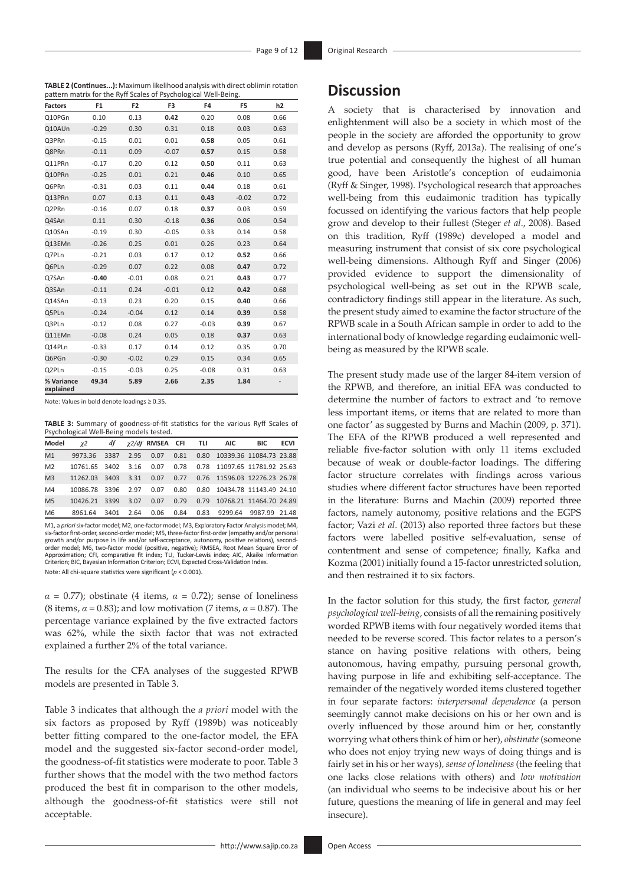**TABLE 2 (Continues...):** Maximum likelihood analysis with direct oblimin rotation pattern matrix for the Ryff Scales of Psychological Well-Being.

| Factors | F1 | F2 | F3 | F4 | F5 | h2 |
|---|---|---|---|---|---|---|
| Q10PGn | 0.10 | 0.13 | **0.42** | 0.20 | 0.08 | 0.66 |
| Q10AUn | -0.29 | 0.30 | 0.31 | 0.18 | 0.03 | 0.63 |
| Q3PRn | -0.15 | 0.01 | 0.01 | **0.58** | 0.05 | 0.61 |
| Q8PRn | -0.11 | 0.09 | -0.07 | **0.57** | 0.15 | 0.58 |
| Q11PRn | -0.17 | 0.20 | 0.12 | **0.50** | 0.11 | 0.63 |
| Q10PRn | -0.25 | 0.01 | 0.21 | **0.46** | 0.10 | 0.65 |
| Q6PRn | -0.31 | 0.03 | 0.11 | **0.44** | 0.18 | 0.61 |
| Q13PRn | 0.07 | 0.13 | 0.11 | **0.43** | -0.02 | 0.72 |
| Q2PRn | -0.16 | 0.07 | 0.18 | **0.37** | 0.03 | 0.59 |
| Q4SAn | 0.11 | 0.30 | -0.18 | **0.36** | 0.06 | 0.54 |
| Q10SAn | -0.19 | 0.30 | -0.05 | 0.33 | 0.14 | 0.58 |
| Q13EMn | -0.26 | 0.25 | 0.01 | 0.26 | 0.23 | 0.64 |
| Q7PLn | -0.21 | 0.03 | 0.17 | 0.12 | **0.52** | 0.66 |
| Q6PLn | -0.29 | 0.07 | 0.22 | 0.08 | **0.47** | 0.72 |
| Q7SAn | **-0.40** | -0.01 | 0.08 | 0.21 | **0.43** | 0.77 |
| Q3SAn | -0.11 | 0.24 | -0.01 | 0.12 | **0.42** | 0.68 |
| Q14SAn | -0.13 | 0.23 | 0.20 | 0.15 | **0.40** | 0.66 |
| Q5PLn | -0.24 | -0.04 | 0.12 | 0.14 | **0.39** | 0.58 |
| Q3PLn | -0.12 | 0.08 | 0.27 | -0.03 | **0.39** | 0.67 |
| Q11EMn | -0.08 | 0.24 | 0.05 | 0.18 | **0.37** | 0.63 |
| Q14PLn | -0.33 | 0.17 | 0.14 | 0.12 | 0.35 | 0.70 |
| Q6PGn | -0.30 | -0.02 | 0.29 | 0.15 | 0.34 | 0.65 |
| Q2PLn | -0.15 | -0.03 | 0.25 | -0.08 | 0.31 | 0.63 |
| % Variance explained | 49.34 | 5.89 | 2.66 | 2.35 | 1.84 | - |

Note: Values in bold denote loadings ≥ 0.35.

**TABLE 3:** Summary of goodness-of-fit statistics for the various Ryff Scales of Psychological Well-Being models tested.

| Model | $\chi 2$ | *df* | $\chi 2/df$ | RMSEA | CFI | TLI | AIC | BIC | ECVI |
|---|---|---|---|---|---|---|---|---|---|
| M1 | 9973.36 | 3387 | 2.95 | 0.07 | 0.81 | 0.80 | 10339.36 | 11084.73 | 23.88 |
| M2 | 10761.65 | 3402 | 3.16 | 0.07 | 0.78 | 0.78 | 11097.65 | 11781.92 | 25.63 |
| M3 | 11262.03 | 3403 | 3.31 | 0.07 | 0.77 | 0.76 | 11596.03 | 12276.23 | 26.78 |
| M4 | 10086.78 | 3396 | 2.97 | 0.07 | 0.80 | 0.80 | 10434.78 | 11143.49 | 24.10 |
| M5 | 10426.21 | 3399 | 3.07 | 0.07 | 0.79 | 0.79 | 10768.21 | 11464.70 | 24.89 |
| M6 | 8961.64 | 3401 | 2.64 | 0.06 | 0.84 | 0.83 | 9299.64 | 9987.99 | 21.48 |

M1, *a priori* six-factor model; M2, one-factor model; M3, Exploratory Factor Analysis model; M4, six-factor first-order, second-order model; M5, three-factor first-order (empathy and/or personal growth and/or purpose in life and/or self-acceptance, autonomy, positive relations), second-order model; M6, two-factor model (positive, negative); RMSEA, Root Mean Square Error of Approximation; CFI, comparative fit index; TLI, Tucker-Lewis index; AIC, Akaike Information Criterion; BIC, Bayesian Information Criterion; ECVI, Expected Cross-Validation Index.

Note: All chi-square statistics were significant ($p < 0.001$).

$\alpha$ = 0.77); obstinate (4 items, $\alpha$ = 0.72); sense of loneliness (8 items, $\alpha$ = 0.83); and low motivation (7 items, $\alpha$ = 0.87). The percentage variance explained by the five extracted factors was 62%, while the sixth factor that was not extracted explained a further 2% of the total variance.

The results for the CFA analyses of the suggested RPWB models are presented in Table 3.

Table 3 indicates that although the *a priori* model with the six factors as proposed by Ryff (1989b) was noticeably better fitting compared to the one-factor model, the EFA model and the suggested six-factor second-order model, the goodness-of-fit statistics were moderate to poor. Table 3 further shows that the model with the two method factors produced the best fit in comparison to the other models, although the goodness-of-fit statistics were still not acceptable.

## Discussion

A society that is characterised by innovation and enlightenment will also be a society in which most of the people in the society are afforded the opportunity to grow and develop as persons (Ryff, 2013a). The realising of one's true potential and consequently the highest of all human good, have been Aristotle's conception of eudaimonia (Ryff & Singer, 1998). Psychological research that approaches well-being from this eudaimonic tradition has typically focussed on identifying the various factors that help people grow and develop to their fullest (Steger *et al*., 2008). Based on this tradition, Ryff (1989c) developed a model and measuring instrument that consist of six core psychological well-being dimensions. Although Ryff and Singer (2006) provided evidence to support the dimensionality of psychological well-being as set out in the RPWB scale, contradictory findings still appear in the literature. As such, the present study aimed to examine the factor structure of the RPWB scale in a South African sample in order to add to the international body of knowledge regarding eudaimonic well-being as measured by the RPWB scale.

The present study made use of the larger 84-item version of the RPWB, and therefore, an initial EFA was conducted to determine the number of factors to extract and 'to remove less important items, or items that are related to more than one factor' as suggested by Burns and Machin (2009, p. 371). The EFA of the RPWB produced a well represented and reliable five-factor solution with only 11 items excluded because of weak or double-factor loadings. The differing factor structure correlates with findings across various studies where different factor structures have been reported in the literature: Burns and Machin (2009) reported three factors, namely autonomy, positive relations and the EGPS factor; Vazi *et al*. (2013) also reported three factors but these factors were labelled positive self-evaluation, sense of contentment and sense of competence; finally, Kafka and Kozma (2001) initially found a 15-factor unrestricted solution, and then restrained it to six factors.

In the factor solution for this study, the first factor, *general psychological well-being*, consists of all the remaining positively worded RPWB items with four negatively worded items that needed to be reverse scored. This factor relates to a person's stance on having positive relations with others, being autonomous, having empathy, pursuing personal growth, having purpose in life and exhibiting self-acceptance. The remainder of the negatively worded items clustered together in four separate factors: *interpersonal dependence* (a person seemingly cannot make decisions on his or her own and is overly influenced by those around him or her, constantly worrying what others think of him or her), *obstinate* (someone who does not enjoy trying new ways of doing things and is fairly set in his or her ways), *sense of loneliness* (the feeling that one lacks close relations with others) and *low motivation* (an individual who seems to be indecisive about his or her future, questions the meaning of life in general and may feel insecure).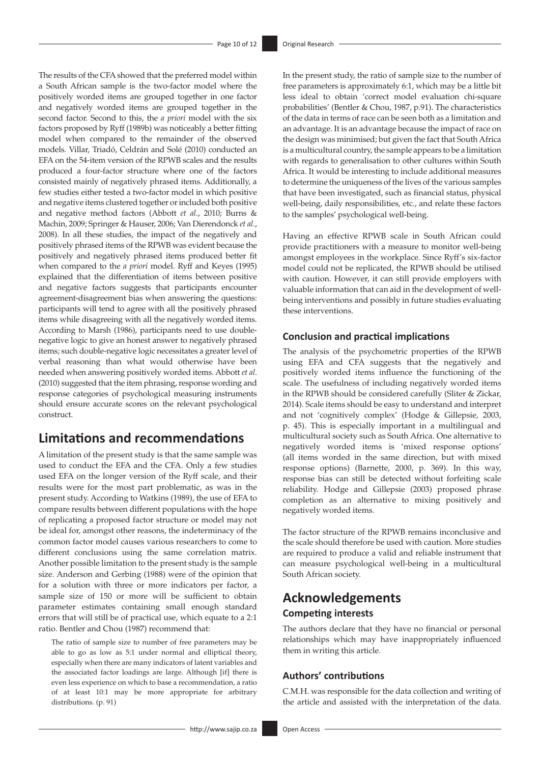The results of the CFA showed that the preferred model within a South African sample is the two-factor model where the positively worded items are grouped together in one factor and negatively worded items are grouped together in the second factor. Second to this, the *a priori* model with the six factors proposed by Ryff (1989b) was noticeably a better fitting model when compared to the remainder of the observed models. Villar, Triadó, Celdrán and Solé (2010) conducted an EFA on the 54-item version of the RPWB scales and the results produced a four-factor structure where one of the factors consisted mainly of negatively phrased items. Additionally, a few studies either tested a two-factor model in which positive and negative items clustered together or included both positive and negative method factors (Abbott *et al*., 2010; Burns & Machin, 2009; Springer & Hauser, 2006; Van Dierendonck *et al*., 2008). In all these studies, the impact of the negatively and positively phrased items of the RPWB was evident because the positively and negatively phrased items produced better fit when compared to the *a priori* model. Ryff and Keyes (1995) explained that the differentiation of items between positive and negative factors suggests that participants encounter agreement-disagreement bias when answering the questions: participants will tend to agree with all the positively phrased items while disagreeing with all the negatively worded items. According to Marsh (1986), participants need to use double-negative logic to give an honest answer to negatively phrased items; such double-negative logic necessitates a greater level of verbal reasoning than what would otherwise have been needed when answering positively worded items. Abbott *et al*. (2010) suggested that the item phrasing, response wording and response categories of psychological measuring instruments should ensure accurate scores on the relevant psychological construct.

## Limitations and recommendations

A limitation of the present study is that the same sample was used to conduct the EFA and the CFA. Only a few studies used EFA on the longer version of the Ryff scale, and their results were for the most part problematic, as was in the present study. According to Watkins (1989), the use of EFA to compare results between different populations with the hope of replicating a proposed factor structure or model may not be ideal for, amongst other reasons, the indeterminacy of the common factor model causes various researchers to come to different conclusions using the same correlation matrix. Another possible limitation to the present study is the sample size. Anderson and Gerbing (1988) were of the opinion that for a solution with three or more indicators per factor, a sample size of 150 or more will be sufficient to obtain parameter estimates containing small enough standard errors that will still be of practical use, which equate to a 2:1 ratio. Bentler and Chou (1987) recommend that:

> The ratio of sample size to number of free parameters may be able to go as low as 5:1 under normal and elliptical theory, especially when there are many indicators of latent variables and the associated factor loadings are large. Although [if] there is even less experience on which to base a recommendation, a ratio of at least 10:1 may be more appropriate for arbitrary distributions. (p. 91)

In the present study, the ratio of sample size to the number of free parameters is approximately 6:1, which may be a little bit less ideal to obtain 'correct model evaluation chi-square probabilities' (Bentler & Chou, 1987, p.91). The characteristics of the data in terms of race can be seen both as a limitation and an advantage. It is an advantage because the impact of race on the design was minimised; but given the fact that South Africa is a multicultural country, the sample appears to be a limitation with regards to generalisation to other cultures within South Africa. It would be interesting to include additional measures to determine the uniqueness of the lives of the various samples that have been investigated, such as financial status, physical well-being, daily responsibilities, etc., and relate these factors to the samples' psychological well-being.

Having an effective RPWB scale in South African could provide practitioners with a measure to monitor well-being amongst employees in the workplace. Since Ryff's six-factor model could not be replicated, the RPWB should be utilised with caution. However, it can still provide employers with valuable information that can aid in the development of well-being interventions and possibly in future studies evaluating these interventions.

### Conclusion and practical implications

The analysis of the psychometric properties of the RPWB using EFA and CFA suggests that the negatively and positively worded items influence the functioning of the scale. The usefulness of including negatively worded items in the RPWB should be considered carefully (Sliter & Zickar, 2014). Scale items should be easy to understand and interpret and not 'cognitively complex' (Hodge & Gillepsie, 2003, p. 45). This is especially important in a multilingual and multicultural society such as South Africa. One alternative to negatively worded items is 'mixed response options' (all items worded in the same direction, but with mixed response options) (Barnette, 2000, p. 369). In this way, response bias can still be detected without forfeiting scale reliability. Hodge and Gillepsie (2003) proposed phrase completion as an alternative to mixing positively and negatively worded items.

The factor structure of the RPWB remains inconclusive and the scale should therefore be used with caution. More studies are required to produce a valid and reliable instrument that can measure psychological well-being in a multicultural South African society.

## Acknowledgements

### Competing interests

The authors declare that they have no financial or personal relationships which may have inappropriately influenced them in writing this article.

### Authors' contributions

C.M.H. was responsible for the data collection and writing of the article and assisted with the interpretation of the data.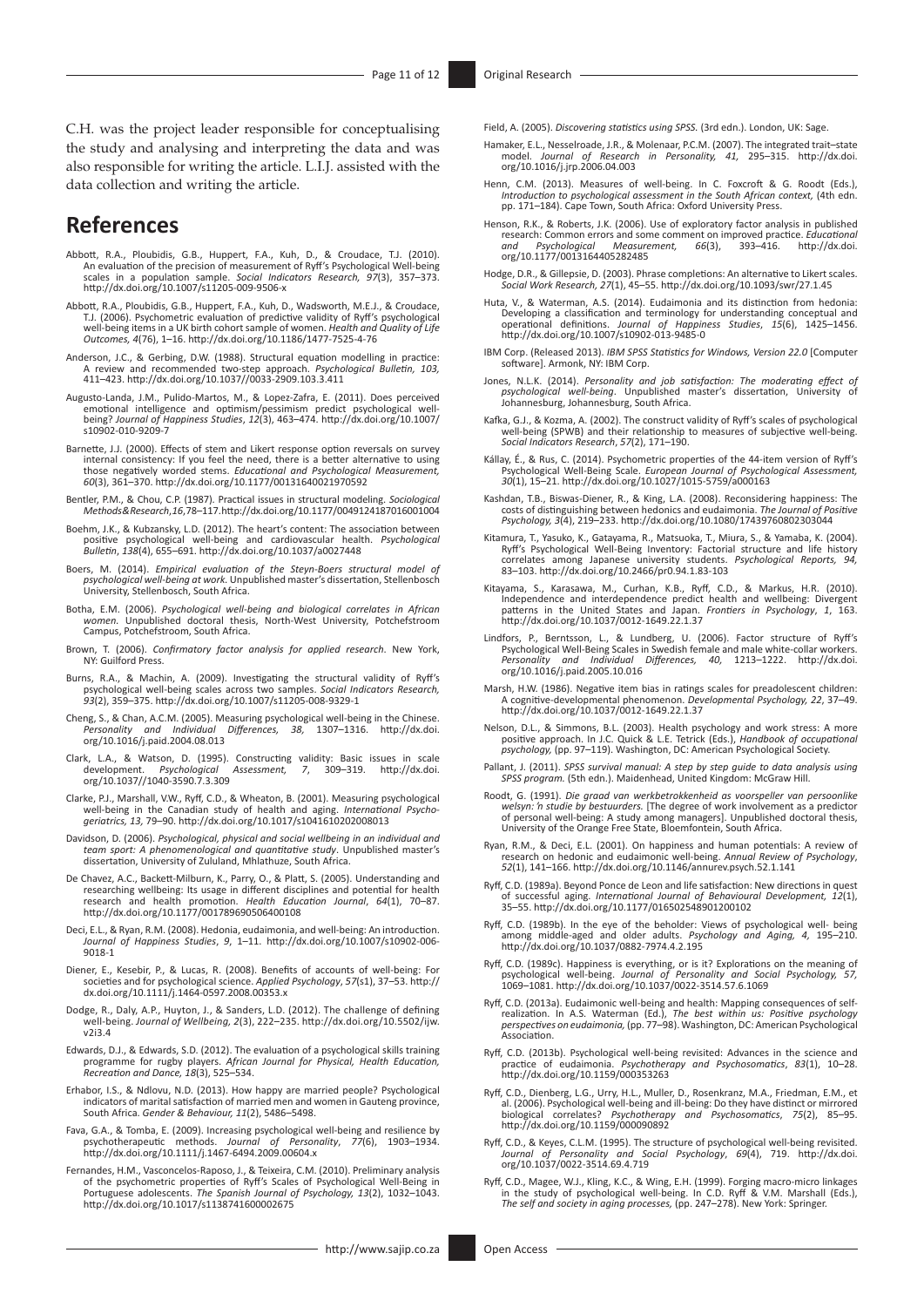C.H. was the project leader responsible for conceptualising the study and analysing and interpreting the data and was also responsible for writing the article. L.I.J. assisted with the data collection and writing the article.

## References

Abbott, R.A., Ploubidis, G.B., Huppert, F.A., Kuh, D., & Croudace, T.J. (2010). An evaluation of the precision of measurement of Ryff's Psychological Well-being scales in a population sample. *Social Indicators Research, 97*(3), 357–373. http://dx.doi.org/10.1007/s11205-009-9506-x

Abbott, R.A., Ploubidis, G.B., Huppert, F.A., Kuh, D., Wadsworth, M.E.J., & Croudace, T.J. (2006). Psychometric evaluation of predictive validity of Ryff's psychological well-being items in a UK birth cohort sample of women. *Health and Quality of Life Outcomes, 4*(76), 1–16. http://dx.doi.org/10.1186/1477-7525-4-76

Anderson, J.C., & Gerbing, D.W. (1988). Structural equation modelling in practice: A review and recommended two-step approach. *Psychological Bulletin, 103,* 411–423. http://dx.doi.org/10.1037//0033-2909.103.3.411

Augusto-Landa, J.M., Pulido-Martos, M., & Lopez-Zafra, E. (2011). Does perceived emotional intelligence and optimism/pessimism predict psychological well-being? *Journal of Happiness Studies*, *12*(3), 463–474. http://dx.doi.org/10.1007/s10902-010-9209-7

Barnette, J.J. (2000). Effects of stem and Likert response option reversals on survey internal consistency: If you feel the need, there is a better alternative to using those negatively worded stems. *Educational and Psychological Measurement, 60*(3), 361–370. http://dx.doi.org/10.1177/00131640021970592

Bentler, P.M., & Chou, C.P. (1987). Practical issues in structural modeling. *Sociological Methods&Research*,*16*,78–117.http://dx.doi.org/10.1177/0049124187016001004

Boehm, J.K., & Kubzansky, L.D. (2012). The heart's content: The association between positive psychological well-being and cardiovascular health. *Psychological Bulletin*, *138*(4), 655–691. http://dx.doi.org/10.1037/a0027448

Boers, M. (2014). *Empirical evaluation of the Steyn-Boers structural model of psychological well-being at work*. Unpublished master's dissertation, Stellenbosch University, Stellenbosch, South Africa.

Botha, E.M. (2006). *Psychological well-being and biological correlates in African women*. Unpublished doctoral thesis, North-West University, Potchefstroom Campus, Potchefstroom, South Africa.

Brown, T. (2006). *Confirmatory factor analysis for applied research*. New York, NY: Guilford Press.

Burns, R.A., & Machin, A. (2009). Investigating the structural validity of Ryff's psychological well-being scales across two samples. *Social Indicators Research, 93*(2), 359–375. http://dx.doi.org/10.1007/s11205-008-9329-1

Cheng, S., & Chan, A.C.M. (2005). Measuring psychological well-being in the Chinese. *Personality and Individual Differences, 38,* 1307–1316. http://dx.doi.org/10.1016/j.paid.2004.08.013

Clark, L.A., & Watson, D. (1995). Constructing validity: Basic issues in scale development. *Psychological Assessment, 7*, 309–319. http://dx.doi.org/10.1037//1040-3590.7.3.309

Clarke, P.J., Marshall, V.W., Ryff, C.D., & Wheaton, B. (2001). Measuring psychological well-being in the Canadian study of health and aging. *International Psychogeriatrics, 13,* 79–90. http://dx.doi.org/10.1017/s1041610202008013

Davidson, D. (2006). *Psychological, physical and social wellbeing in an individual and team sport: A phenomenological and quantitative study*. Unpublished master's dissertation, University of Zululand, Mhlathuze, South Africa.

De Chavez, A.C., Backett-Milburn, K., Parry, O., & Platt, S. (2005). Understanding and researching wellbeing: Its usage in different disciplines and potential for health research and health promotion. *Health Education Journal*, *64*(1), 70–87. http://dx.doi.org/10.1177/001789690506400108

Deci, E.L., & Ryan, R.M. (2008). Hedonia, eudaimonia, and well-being: An introduction. *Journal of Happiness Studies*, *9*, 1–11. http://dx.doi.org/10.1007/s10902-006-9018-1

Diener, E., Kesebir, P., & Lucas, R. (2008). Benefits of accounts of well-being: For societies and for psychological science. *Applied Psychology*, *57*(s1), 37–53. http://dx.doi.org/10.1111/j.1464-0597.2008.00353.x

Dodge, R., Daly, A.P., Huyton, J., & Sanders, L.D. (2012). The challenge of defining well-being. *Journal of Wellbeing, 2*(3), 222–235. http://dx.doi.org/10.5502/ijw.v2i3.4

Edwards, D.J., & Edwards, S.D. (2012). The evaluation of a psychological skills training programme for rugby players. *African Journal for Physical, Health Education, Recreation and Dance, 18*(3), 525–534.

Erhabor, I.S., & Ndlovu, N.D. (2013). How happy are married people? Psychological indicators of marital satisfaction of married men and women in Gauteng province, South Africa. *Gender & Behaviour, 11*(2), 5486–5498.

Fava, G.A., & Tomba, E. (2009). Increasing psychological well-being and resilience by psychotherapeutic methods. *Journal of Personality*, *77*(6), 1903–1934. http://dx.doi.org/10.1111/j.1467-6494.2009.00604.x

Fernandes, H.M., Vasconcelos-Raposo, J., & Teixeira, C.M. (2010). Preliminary analysis of the psychometric properties of Ryff's Scales of Psychological Well-Being in Portuguese adolescents. *The Spanish Journal of Psychology, 13*(2), 1032–1043. http://dx.doi.org/10.1017/s1138741600002675

Field, A. (2005). *Discovering statistics using SPSS.* (3rd edn.). London, UK: Sage.

Hamaker, E.L., Nesselroade, J.R., & Molenaar, P.C.M. (2007). The integrated trait–state model. *Journal of Research in Personality, 41,* 295–315. http://dx.doi.org/10.1016/j.jrp.2006.04.003

Henn, C.M. (2013). Measures of well-being. In C. Foxcroft & G. Roodt (Eds.), *Introduction to psychological assessment in the South African context,* (4th edn. pp. 171–184). Cape Town, South Africa: Oxford University Press.

Henson, R.K., & Roberts, J.K. (2006). Use of exploratory factor analysis in published research: Common errors and some comment on improved practice. *Educational and Psychological Measurement, 66*(3), 393–416. http://dx.doi.org/10.1177/0013164405282485

Hodge, D.R., & Gillespie, D. (2003). Phrase completions: An alternative to Likert scales. *Social Work Research, 27*(1), 45–55. http://dx.doi.org/10.1093/swr/27.1.45

Huta, V., & Waterman, A.S. (2014). Eudaimonia and its distinction from hedonia: Developing a classification and terminology for understanding conceptual and operational definitions. *Journal of Happiness Studies*, *15*(6), 1425–1456. http://dx.doi.org/10.1007/s10902-013-9485-0

IBM Corp. (Released 2013). *IBM SPSS Statistics for Windows, Version 22.0* [Computer software]. Armonk, NY: IBM Corp.

Jones, N.L.K. (2014). *Personality and job satisfaction: The moderating effect of psychological well-being*. Unpublished master's dissertation, University of Johannesburg, Johannesburg, South Africa.

Kafka, G.J., & Kozma, A. (2002). The construct validity of Ryff's scales of psychological well-being (SPWB) and their relationship to measures of subjective well-being. *Social Indicators Research*, *57*(2), 171–190.

Kállay, É., & Rus, C. (2014). Psychometric properties of the 44-item version of Ryff's Psychological Well-Being Scale. *European Journal of Psychological Assessment, 30*(1), 15–21. http://dx.doi.org/10.1027/1015-5759/a000163

Kashdan, T.B., Biswas-Diener, R., & King, L.A. (2008). Reconsidering happiness: The costs of distinguishing between hedonics and eudaimonia. *The Journal of Positive Psychology, 3*(4), 219–233. http://dx.doi.org/10.1080/17439760802303044

Kitamura, T., Yasuko, K., Gatayama, R., Matsuoka, T., Miura, S., & Yamaba, K. (2004). Ryff's Psychological Well-Being Inventory: Factorial structure and life history correlates among Japanese university students. *Psychological Reports, 94,* 83–103. http://dx.doi.org/10.2466/pr0.94.1.83-103

Kitayama, S., Karasawa, M., Curhan, K.B., Ryff, C.D., & Markus, H.R. (2010). Independence and interdependence predict health and wellbeing: Divergent patterns in the United States and Japan. *Frontiers in Psychology*, *1*, 163. http://dx.doi.org/10.1037/0012-1649.22.1.37

Lindfors, P., Berntsson, L., & Lundberg, U. (2006). Factor structure of Ryff's Psychological Well-Being Scales in Swedish female and male white-collar workers. *Personality and Individual Differences, 40,* 1213–1222. http://dx.doi.org/10.1016/j.paid.2005.10.016

Marsh, H.W. (1986). Negative item bias in ratings scales for preadolescent children: A cognitive-developmental phenomenon. *Developmental Psychology, 22*, 37–49. http://dx.doi.org/10.1037/0012-1649.22.1.37

Nelson, D.L., & Simmons, B.L. (2003). Health psychology and work stress: A more positive approach. In J.C. Quick & L.E. Tetrick (Eds.), *Handbook of occupational psychology,* (pp. 97–119). Washington, DC: American Psychological Society.

Pallant, J. (2011). *SPSS survival manual: A step by step guide to data analysis using SPSS program.* (5th edn.). Maidenhead, United Kingdom: McGraw Hill.

Roodt, G. (1991). *Die graad van werkbetrokkenheid as voorspeller van persoonlike welsyn: 'n studie by bestuurders.* [The degree of work involvement as a predictor of personal well-being: A study among managers]. Unpublished doctoral thesis, University of the Orange Free State, Bloemfontein, South Africa.

Ryan, R.M., & Deci, E.L. (2001). On happiness and human potentials: A review of research on hedonic and eudaimonic well-being. *Annual Review of Psychology*, *52*(1), 141–166. http://dx.doi.org/10.1146/annurev.psych.52.1.141

Ryff, C.D. (1989a). Beyond Ponce de Leon and life satisfaction: New directions in quest of successful aging. *International Journal of Behavioural Development, 12*(1), 35–55. http://dx.doi.org/10.1177/016502548901200102

Ryff, C.D. (1989b). In the eye of the beholder: Views of psychological well- being among middle-aged and older adults. *Psychology and Aging, 4,* 195–210. http://dx.doi.org/10.1037/0882-7974.4.2.195

Ryff, C.D. (1989c). Happiness is everything, or is it? Explorations on the meaning of psychological well-being. *Journal of Personality and Social Psychology, 57,* 1069–1081. http://dx.doi.org/10.1037/0022-3514.57.6.1069

Ryff, C.D. (2013a). Eudaimonic well-being and health: Mapping consequences of self-realization. In A.S. Waterman (Ed.), *The best within us: Positive psychology perspectives on eudaimonia,* (pp. 77–98). Washington, DC: American Psychological Association.

Ryff, C.D. (2013b). Psychological well-being revisited: Advances in the science and practice of eudaimonia. *Psychotherapy and Psychosomatics*, *83*(1), 10–28. http://dx.doi.org/10.1159/000353263

Ryff, C.D., Dienberg, L.G., Urry, H.L., Muller, D., Rosenkranz, M.A., Friedman, E.M., et al. (2006). Psychological well-being and ill-being: Do they have distinct or mirrored biological correlates? *Psychotherapy and Psychosomatics*, *75*(2), 85–95. http://dx.doi.org/10.1159/000090892

Ryff, C.D., & Keyes, C.L.M. (1995). The structure of psychological well-being revisited. *Journal of Personality and Social Psychology*, *69*(4), 719. http://dx.doi.org/10.1037/0022-3514.69.4.719

Ryff, C.D., Magee, W.J., Kling, K.C., & Wing, E.H. (1999). Forging macro-micro linkages in the study of psychological well-being. In C.D. Ryff & V.M. Marshall (Eds.), *The self and society in aging processes,* (pp. 247–278). New York: Springer.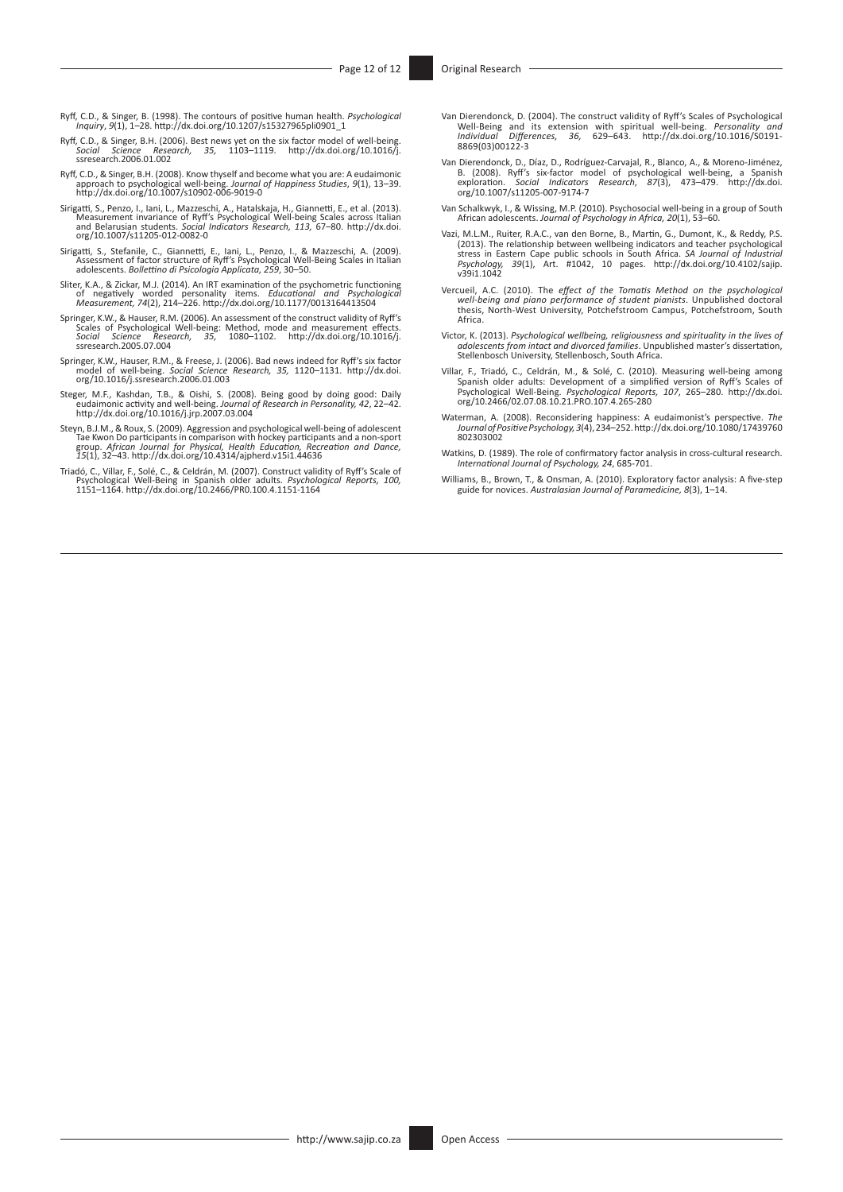Ryff, C.D., & Singer, B. (1998). The contours of positive human health. *Psychological Inquiry*, *9*(1), 1–28. http://dx.doi.org/10.1207/s15327965pli0901_1

Ryff, C.D., & Singer, B.H. (2006). Best news yet on the six factor model of well-being. *Social Science Research, 35,* 1103–1119. http://dx.doi.org/10.1016/j.ssresearch.2006.01.002

Ryff, C.D., & Singer, B.H. (2008). Know thyself and become what you are: A eudaimonic approach to psychological well-being. *Journal of Happiness Studies*, *9*(1), 13–39. http://dx.doi.org/10.1007/s10902-006-9019-0

Sirigatti, S., Penzo, I., Iani, L., Mazzeschi, A., Hatalskaja, H., Giannetti, E., et al. (2013). Measurement invariance of Ryff's Psychological Well-being Scales across Italian and Belarusian students. *Social Indicators Research, 113,* 67–80. http://dx.doi.org/10.1007/s11205-012-0082-0

Sirigatti, S., Stefanile, C., Giannetti, E., Iani, L., Penzo, I., & Mazzeschi, A. (2009). Assessment of factor structure of Ryff's Psychological Well-Being Scales in Italian adolescents. *Bollettino di Psicologia Applicata, 259*, 30–50.

Sliter, K.A., & Zickar, M.J. (2014). An IRT examination of the psychometric functioning of negatively worded personality items. *Educational and Psychological Measurement, 74*(2), 214–226. http://dx.doi.org/10.1177/0013164413504

Springer, K.W., & Hauser, R.M. (2006). An assessment of the construct validity of Ryff's Scales of Psychological Well-being: Method, mode and measurement effects. *Social Science Research, 35,* 1080–1102. http://dx.doi.org/10.1016/j.ssresearch.2005.07.004

Springer, K.W., Hauser, R.M., & Freese, J. (2006). Bad news indeed for Ryff's six factor model of well-being. *Social Science Research, 35,* 1120–1131. http://dx.doi.org/10.1016/j.ssresearch.2006.01.003

Steger, M.F., Kashdan, T.B., & Oishi, S. (2008). Being good by doing good: Daily eudaimonic activity and well-being. *Journal of Research in Personality, 42*, 22–42. http://dx.doi.org/10.1016/j.jrp.2007.03.004

Steyn, B.J.M., & Roux, S. (2009). Aggression and psychological well-being of adolescent Tae Kwon Do participants in comparison with hockey participants and a non-sport group. *African Journal for Physical, Health Education, Recreation and Dance, 15*(1), 32–43. http://dx.doi.org/10.4314/ajpherd.v15i1.44636

Triadó, C., Villar, F., Solé, C., & Celdrán, M. (2007). Construct validity of Ryff's Scale of Psychological Well-Being in Spanish older adults. *Psychological Reports, 100,* 1151–1164. http://dx.doi.org/10.2466/PR0.100.4.1151-1164

Van Dierendonck, D. (2004). The construct validity of Ryff's Scales of Psychological Well-Being and its extension with spiritual well-being. *Personality and Individual Differences, 36,* 629–643. http://dx.doi.org/10.1016/S0191-8869(03)00122-3

Van Dierendonck, D., Díaz, D., Rodríguez-Carvajal, R., Blanco, A., & Moreno-Jiménez, B. (2008). Ryff's six-factor model of psychological well-being, a Spanish exploration. *Social Indicators Research*, *87*(3), 473–479. http://dx.doi.org/10.1007/s11205-007-9174-7

Van Schalkwyk, I., & Wissing, M.P. (2010). Psychosocial well-being in a group of South African adolescents. *Journal of Psychology in Africa, 20*(1), 53–60.

Vazi, M.L.M., Ruiter, R.A.C., van den Borne, B., Martin, G., Dumont, K., & Reddy, P.S. (2013). The relationship between wellbeing indicators and teacher psychological stress in Eastern Cape public schools in South Africa. *SA Journal of Industrial Psychology, 39*(1), Art. #1042, 10 pages. http://dx.doi.org/10.4102/sajip.v39i1.1042

Vercueil, A.C. (2010). The *effect of the Tomatis Method on the psychological well-being and piano performance of student pianists*. Unpublished doctoral thesis, North-West University, Potchefstroom Campus, Potchefstroom, South Africa.

Victor, K. (2013). *Psychological wellbeing, religiousness and spirituality in the lives of adolescents from intact and divorced families*. Unpublished master's dissertation, Stellenbosch University, Stellenbosch, South Africa.

Villar, F., Triadó, C., Celdrán, M., & Solé, C. (2010). Measuring well-being among Spanish older adults: Development of a simplified version of Ryff's Scales of Psychological Well-Being. *Psychological Reports, 107*, 265–280. http://dx.doi.org/10.2466/02.07.08.10.21.PR0.107.4.265-280

Waterman, A. (2008). Reconsidering happiness: A eudaimonist's perspective. *The Journal of Positive Psychology, 3*(4), 234–252. http://dx.doi.org/10.1080/17439760802303002

Watkins, D. (1989). The role of confirmatory factor analysis in cross-cultural research. *International Journal of Psychology, 24*, 685-701.

Williams, B., Brown, T., & Onsman, A. (2010). Exploratory factor analysis: A five-step guide for novices. *Australasian Journal of Paramedicine, 8*(3), 1–14.